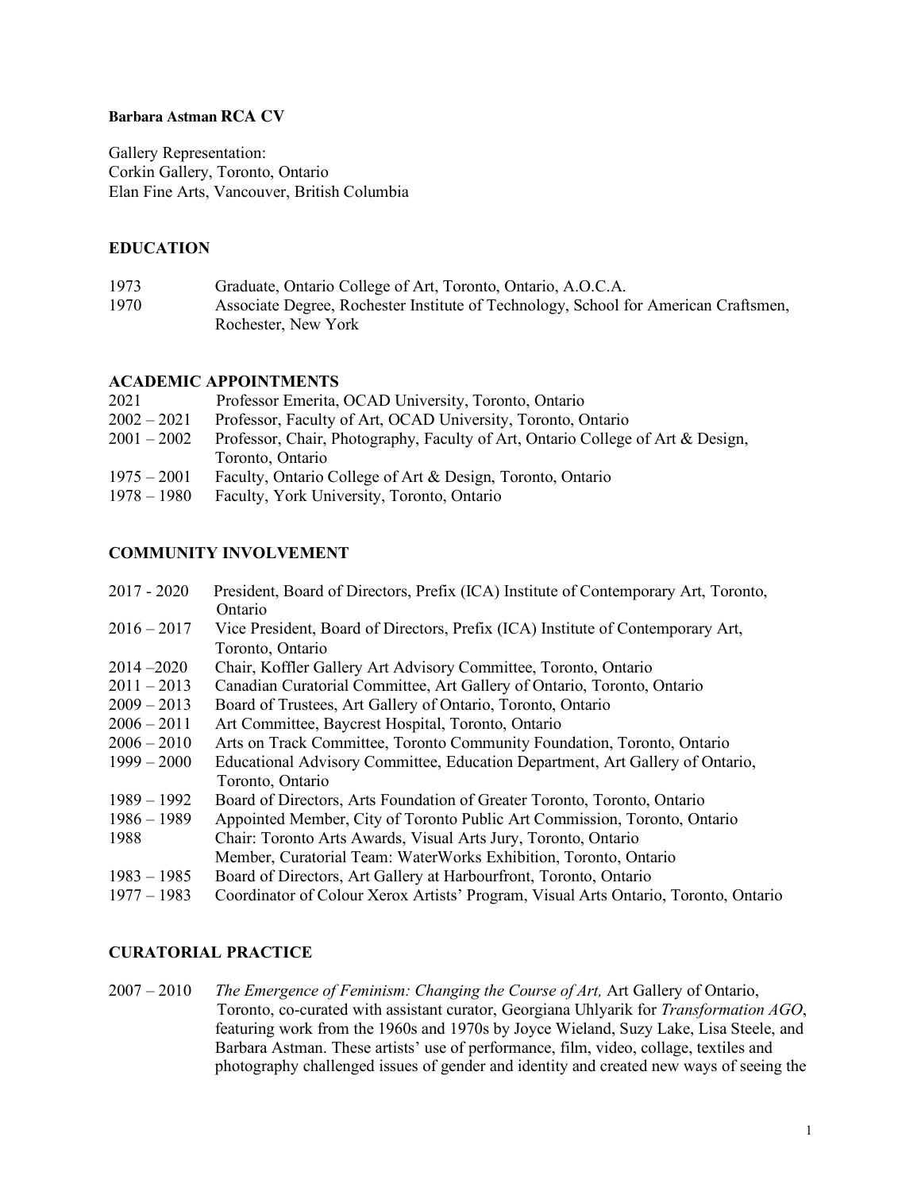**Barbara Astman RCA CV**

Gallery Representation:
Corkin Gallery, Toronto, Ontario
Elan Fine Arts, Vancouver, British Columbia

## EDUCATION

| | |
|---|---|
| 1973 | Graduate, Ontario College of Art, Toronto, Ontario, A.O.C.A. |
| 1970 | Associate Degree, Rochester Institute of Technology, School for American Craftsmen, Rochester, New York |

## ACADEMIC APPOINTMENTS

| | |
|---|---|
| 2021 | Professor Emerita, OCAD University, Toronto, Ontario |
| 2002 – 2021 | Professor, Faculty of Art, OCAD University, Toronto, Ontario |
| 2001 – 2002 | Professor, Chair, Photography, Faculty of Art, Ontario College of Art & Design, Toronto, Ontario |
| 1975 – 2001 | Faculty, Ontario College of Art & Design, Toronto, Ontario |
| 1978 – 1980 | Faculty, York University, Toronto, Ontario |

## COMMUNITY INVOLVEMENT

| | |
|---|---|
| 2017 - 2020 | President, Board of Directors, Prefix (ICA) Institute of Contemporary Art, Toronto, Ontario |
| 2016 – 2017 | Vice President, Board of Directors, Prefix (ICA) Institute of Contemporary Art, Toronto, Ontario |
| 2014 –2020 | Chair, Koffler Gallery Art Advisory Committee, Toronto, Ontario |
| 2011 – 2013 | Canadian Curatorial Committee, Art Gallery of Ontario, Toronto, Ontario |
| 2009 – 2013 | Board of Trustees, Art Gallery of Ontario, Toronto, Ontario |
| 2006 – 2011 | Art Committee, Baycrest Hospital, Toronto, Ontario |
| 2006 – 2010 | Arts on Track Committee, Toronto Community Foundation, Toronto, Ontario |
| 1999 – 2000 | Educational Advisory Committee, Education Department, Art Gallery of Ontario, Toronto, Ontario |
| 1989 – 1992 | Board of Directors, Arts Foundation of Greater Toronto, Toronto, Ontario |
| 1986 – 1989 | Appointed Member, City of Toronto Public Art Commission, Toronto, Ontario |
| 1988 | Chair: Toronto Arts Awards, Visual Arts Jury, Toronto, Ontario<br>Member, Curatorial Team: WaterWorks Exhibition, Toronto, Ontario |
| 1983 – 1985 | Board of Directors, Art Gallery at Harbourfront, Toronto, Ontario |
| 1977 – 1983 | Coordinator of Colour Xerox Artists' Program, Visual Arts Ontario, Toronto, Ontario |

## CURATORIAL PRACTICE

| | |
|---|---|
| 2007 – 2010 | *The Emergence of Feminism: Changing the Course of Art,* Art Gallery of Ontario, Toronto, co-curated with assistant curator, Georgiana Uhlyarik for *Transformation AGO*, featuring work from the 1960s and 1970s by Joyce Wieland, Suzy Lake, Lisa Steele, and Barbara Astman. These artists' use of performance, film, video, collage, textiles and photography challenged issues of gender and identity and created new ways of seeing the |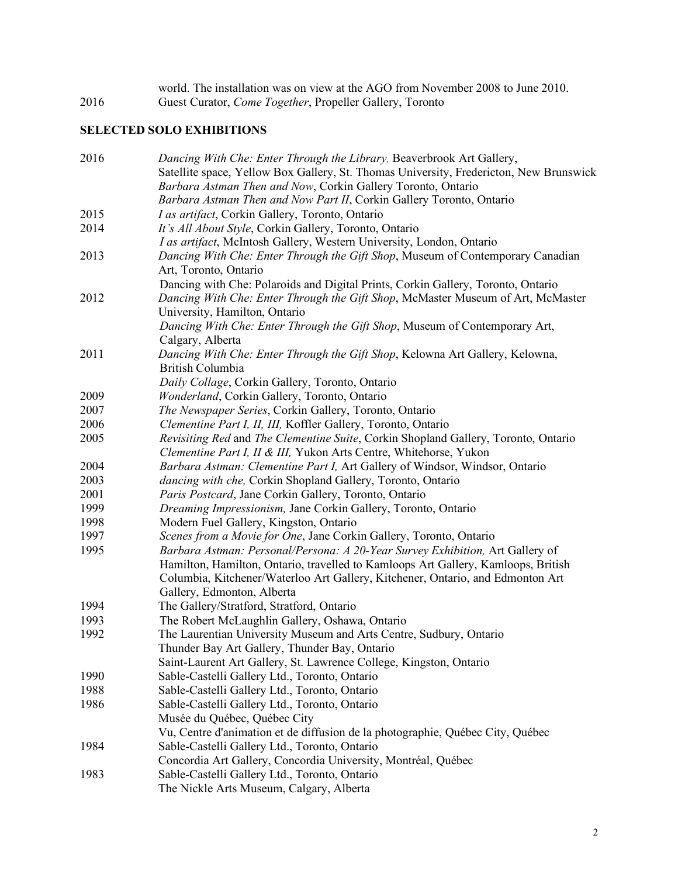| | |
|---|---|
| | world. The installation was on view at the AGO from November 2008 to June 2010. |
| 2016 | Guest Curator, *Come Together*, Propeller Gallery, Toronto |

## SELECTED SOLO EXHIBITIONS

| | |
|---|---|
| 2016 | *Dancing With Che: Enter Through the Library,* Beaverbrook Art Gallery, Satellite space, Yellow Box Gallery, St. Thomas University, Fredericton, New Brunswick |
| | *Barbara Astman Then and Now*, Corkin Gallery Toronto, Ontario |
| | *Barbara Astman Then and Now Part II*, Corkin Gallery Toronto, Ontario |
| 2015 | *I as artifact*, Corkin Gallery, Toronto, Ontario |
| 2014 | *It's All About Style*, Corkin Gallery, Toronto, Ontario |
| | *I as artifact*, McIntosh Gallery, Western University, London, Ontario |
| 2013 | *Dancing With Che: Enter Through the Gift Shop*, Museum of Contemporary Canadian Art, Toronto, Ontario |
| | Dancing with Che: Polaroids and Digital Prints, Corkin Gallery, Toronto, Ontario |
| 2012 | *Dancing With Che: Enter Through the Gift Shop*, McMaster Museum of Art, McMaster University, Hamilton, Ontario |
| | *Dancing With Che: Enter Through the Gift Shop*, Museum of Contemporary Art, Calgary, Alberta |
| 2011 | *Dancing With Che: Enter Through the Gift Shop*, Kelowna Art Gallery, Kelowna, British Columbia |
| | *Daily Collage*, Corkin Gallery, Toronto, Ontario |
| 2009 | *Wonderland*, Corkin Gallery, Toronto, Ontario |
| 2007 | *The Newspaper Series*, Corkin Gallery, Toronto, Ontario |
| 2006 | *Clementine Part I, II, III,* Koffler Gallery, Toronto, Ontario |
| 2005 | *Revisiting Red* and *The Clementine Suite*, Corkin Shopland Gallery, Toronto, Ontario |
| | *Clementine Part I, II & III,* Yukon Arts Centre, Whitehorse, Yukon |
| 2004 | *Barbara Astman: Clementine Part I,* Art Gallery of Windsor, Windsor, Ontario |
| 2003 | *dancing with che,* Corkin Shopland Gallery, Toronto, Ontario |
| 2001 | *Paris Postcard*, Jane Corkin Gallery, Toronto, Ontario |
| 1999 | *Dreaming Impressionism,* Jane Corkin Gallery, Toronto, Ontario |
| 1998 | Modern Fuel Gallery, Kingston, Ontario |
| 1997 | *Scenes from a Movie for One*, Jane Corkin Gallery, Toronto, Ontario |
| 1995 | *Barbara Astman: Personal/Persona: A 20-Year Survey Exhibition,* Art Gallery of Hamilton, Hamilton, Ontario, travelled to Kamloops Art Gallery, Kamloops, British Columbia, Kitchener/Waterloo Art Gallery, Kitchener, Ontario, and Edmonton Art Gallery, Edmonton, Alberta |
| 1994 | The Gallery/Stratford, Stratford, Ontario |
| 1993 | The Robert McLaughlin Gallery, Oshawa, Ontario |
| 1992 | The Laurentian University Museum and Arts Centre, Sudbury, Ontario |
| | Thunder Bay Art Gallery, Thunder Bay, Ontario |
| | Saint-Laurent Art Gallery, St. Lawrence College, Kingston, Ontario |
| 1990 | Sable-Castelli Gallery Ltd., Toronto, Ontario |
| 1988 | Sable-Castelli Gallery Ltd., Toronto, Ontario |
| 1986 | Sable-Castelli Gallery Ltd., Toronto, Ontario |
| | Musée du Québec, Québec City |
| | Vu, Centre d'animation et de diffusion de la photographie, Québec City, Québec |
| 1984 | Sable-Castelli Gallery Ltd., Toronto, Ontario |
| | Concordia Art Gallery, Concordia University, Montréal, Québec |
| 1983 | Sable-Castelli Gallery Ltd., Toronto, Ontario |
| | The Nickle Arts Museum, Calgary, Alberta |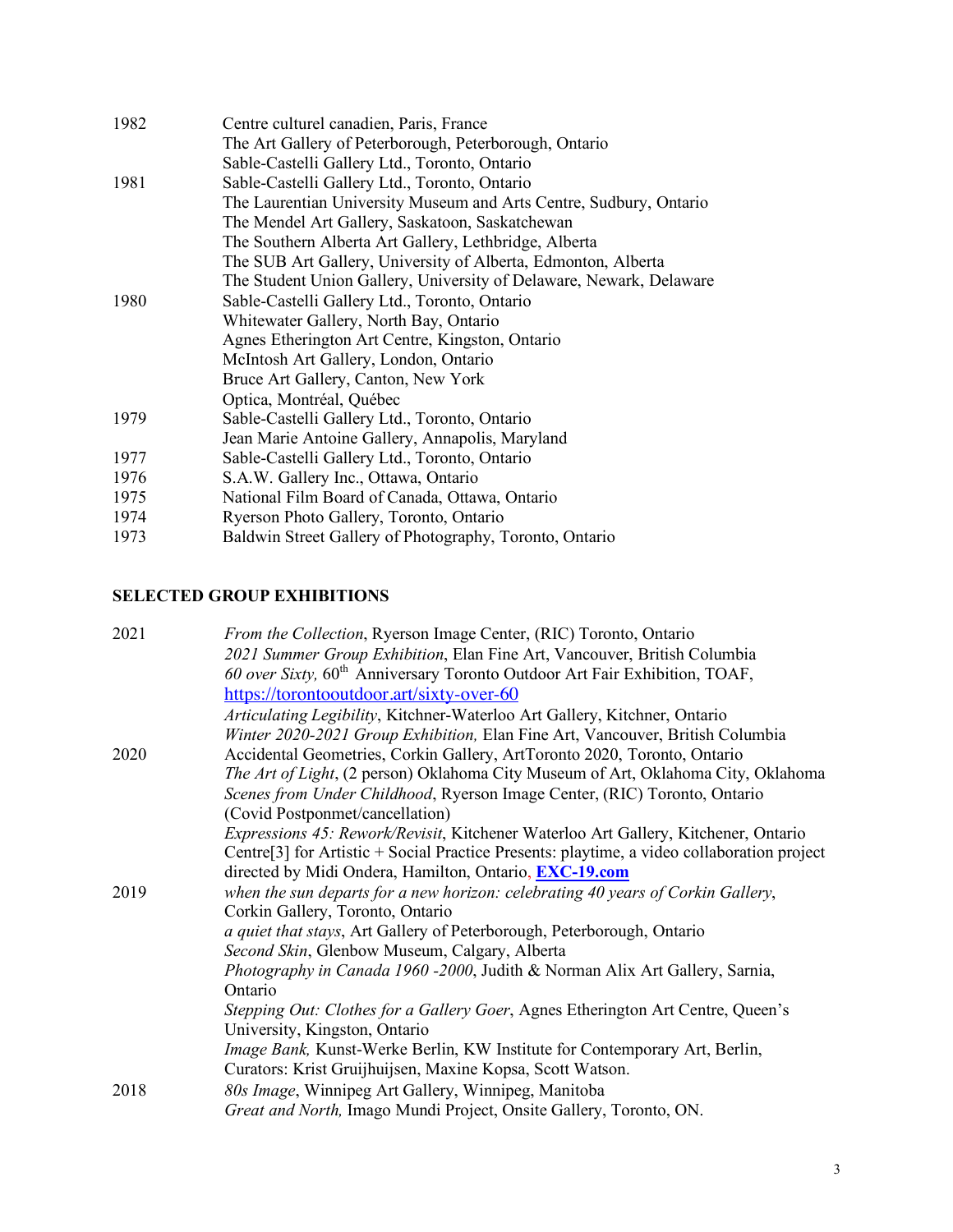| | |
|---|---|
| 1982 | Centre culturel canadien, Paris, France |
| | The Art Gallery of Peterborough, Peterborough, Ontario |
| | Sable-Castelli Gallery Ltd., Toronto, Ontario |
| 1981 | Sable-Castelli Gallery Ltd., Toronto, Ontario |
| | The Laurentian University Museum and Arts Centre, Sudbury, Ontario |
| | The Mendel Art Gallery, Saskatoon, Saskatchewan |
| | The Southern Alberta Art Gallery, Lethbridge, Alberta |
| | The SUB Art Gallery, University of Alberta, Edmonton, Alberta |
| | The Student Union Gallery, University of Delaware, Newark, Delaware |
| 1980 | Sable-Castelli Gallery Ltd., Toronto, Ontario |
| | Whitewater Gallery, North Bay, Ontario |
| | Agnes Etherington Art Centre, Kingston, Ontario |
| | McIntosh Art Gallery, London, Ontario |
| | Bruce Art Gallery, Canton, New York |
| | Optica, Montréal, Québec |
| 1979 | Sable-Castelli Gallery Ltd., Toronto, Ontario |
| | Jean Marie Antoine Gallery, Annapolis, Maryland |
| 1977 | Sable-Castelli Gallery Ltd., Toronto, Ontario |
| 1976 | S.A.W. Gallery Inc., Ottawa, Ontario |
| 1975 | National Film Board of Canada, Ottawa, Ontario |
| 1974 | Ryerson Photo Gallery, Toronto, Ontario |
| 1973 | Baldwin Street Gallery of Photography, Toronto, Ontario |

## SELECTED GROUP EXHIBITIONS

| | |
|---|---|
| 2021 | *From the Collection*, Ryerson Image Center, (RIC) Toronto, Ontario |
| | *2021 Summer Group Exhibition*, Elan Fine Art, Vancouver, British Columbia |
| | *60 over Sixty,* 60th Anniversary Toronto Outdoor Art Fair Exhibition, TOAF, https://torontooutdoor.art/sixty-over-60 |
| | *Articulating Legibility*, Kitchner-Waterloo Art Gallery, Kitchner, Ontario |
| | *Winter 2020-2021 Group Exhibition,* Elan Fine Art, Vancouver, British Columbia |
| 2020 | Accidental Geometries, Corkin Gallery, ArtToronto 2020, Toronto, Ontario |
| | *The Art of Light*, (2 person) Oklahoma City Museum of Art, Oklahoma City, Oklahoma |
| | *Scenes from Under Childhood*, Ryerson Image Center, (RIC) Toronto, Ontario (Covid Postponmet/cancellation) |
| | *Expressions 45: Rework/Revisit*, Kitchener Waterloo Art Gallery, Kitchener, Ontario |
| | Centre[3] for Artistic + Social Practice Presents: playtime, a video collaboration project directed by Midi Ondera, Hamilton, Ontario, **EXC-19.com** |
| 2019 | *when the sun departs for a new horizon: celebrating 40 years of Corkin Gallery*, Corkin Gallery, Toronto, Ontario |
| | *a quiet that stays*, Art Gallery of Peterborough, Peterborough, Ontario |
| | *Second Skin*, Glenbow Museum, Calgary, Alberta |
| | *Photography in Canada 1960 -2000*, Judith & Norman Alix Art Gallery, Sarnia, Ontario |
| | *Stepping Out: Clothes for a Gallery Goer*, Agnes Etherington Art Centre, Queen's University, Kingston, Ontario |
| | *Image Bank,* Kunst-Werke Berlin, KW Institute for Contemporary Art, Berlin, Curators: Krist Gruijhuijsen, Maxine Kopsa, Scott Watson. |
| 2018 | *80s Image*, Winnipeg Art Gallery, Winnipeg, Manitoba |
| | *Great and North,* Imago Mundi Project, Onsite Gallery, Toronto, ON. |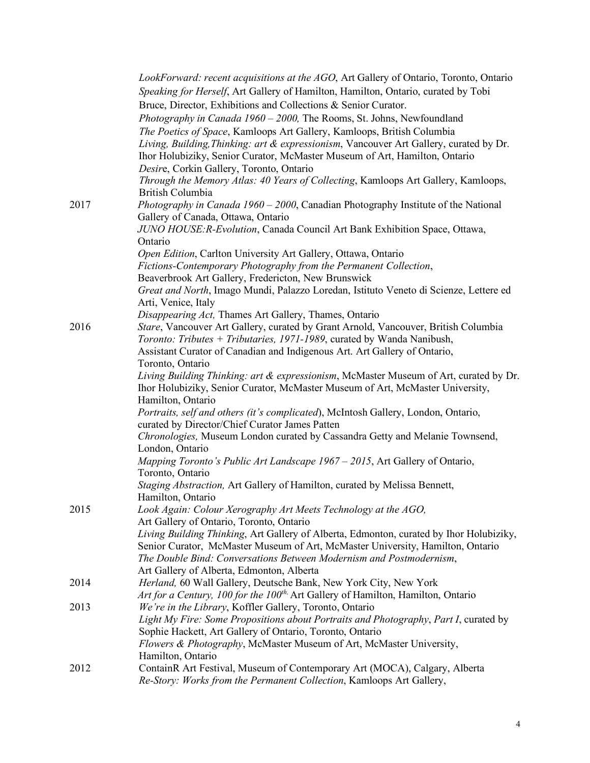*LookForward: recent acquisitions at the AGO*, Art Gallery of Ontario, Toronto, Ontario
*Speaking for Herself*, Art Gallery of Hamilton, Hamilton, Ontario, curated by Tobi Bruce, Director, Exhibitions and Collections & Senior Curator.
*Photography in Canada 1960 – 2000,* The Rooms, St. Johns, Newfoundland
*The Poetics of Space*, Kamloops Art Gallery, Kamloops, British Columbia
*Living, Building,Thinking: art & expressionism*, Vancouver Art Gallery, curated by Dr. Ihor Holubiziky, Senior Curator, McMaster Museum of Art, Hamilton, Ontario
*Desir*e, Corkin Gallery, Toronto, Ontario
*Through the Memory Atlas: 40 Years of Collecting*, Kamloops Art Gallery, Kamloops, British Columbia

2017
*Photography in Canada 1960 – 2000*, Canadian Photography Institute of the National Gallery of Canada, Ottawa, Ontario
*JUNO HOUSE:R-Evolution*, Canada Council Art Bank Exhibition Space, Ottawa, Ontario
*Open Edition*, Carlton University Art Gallery, Ottawa, Ontario
*Fictions-Contemporary Photography from the Permanent Collection*, Beaverbrook Art Gallery, Fredericton, New Brunswick
*Great and North*, Imago Mundi, Palazzo Loredan, Istituto Veneto di Scienze, Lettere ed Arti, Venice, Italy
*Disappearing Act,* Thames Art Gallery, Thames, Ontario

2016
*Stare*, Vancouver Art Gallery, curated by Grant Arnold, Vancouver, British Columbia
*Toronto: Tributes + Tributaries, 1971-1989*, curated by Wanda Nanibush, Assistant Curator of Canadian and Indigenous Art. Art Gallery of Ontario, Toronto, Ontario
*Living Building Thinking: art & expressionism*, McMaster Museum of Art, curated by Dr. Ihor Holubiziky, Senior Curator, McMaster Museum of Art, McMaster University, Hamilton, Ontario
*Portraits, self and others (it's complicated*), McIntosh Gallery, London, Ontario, curated by Director/Chief Curator James Patten
*Chronologies,* Museum London curated by Cassandra Getty and Melanie Townsend, London, Ontario
*Mapping Toronto's Public Art Landscape 1967 – 2015*, Art Gallery of Ontario, Toronto, Ontario
*Staging Abstraction,* Art Gallery of Hamilton, curated by Melissa Bennett, Hamilton, Ontario

2015
*Look Again: Colour Xerography Art Meets Technology at the AGO,* Art Gallery of Ontario, Toronto, Ontario
*Living Building Thinking*, Art Gallery of Alberta, Edmonton, curated by Ihor Holubiziky, Senior Curator, McMaster Museum of Art, McMaster University, Hamilton, Ontario
*The Double Bind: Conversations Between Modernism and Postmodernism*, Art Gallery of Alberta, Edmonton, Alberta

2014
*Herland,* 60 Wall Gallery, Deutsche Bank, New York City, New York
*Art for a Century, 100 for the 100th.* Art Gallery of Hamilton, Hamilton, Ontario

2013
*We're in the Library*, Koffler Gallery, Toronto, Ontario
*Light My Fire: Some Propositions about Portraits and Photography*, *Part I*, curated by Sophie Hackett, Art Gallery of Ontario, Toronto, Ontario
*Flowers & Photography*, McMaster Museum of Art, McMaster University, Hamilton, Ontario

2012
ContainR Art Festival, Museum of Contemporary Art (MOCA), Calgary, Alberta
*Re-Story: Works from the Permanent Collection*, Kamloops Art Gallery,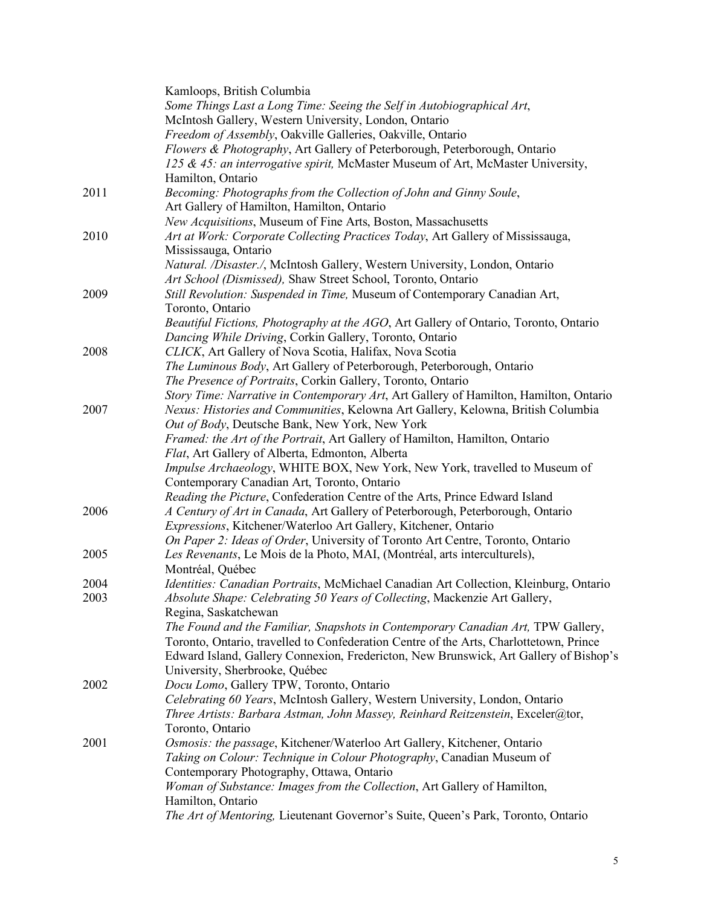Kamloops, British Columbia

*Some Things Last a Long Time: Seeing the Self in Autobiographical Art*, McIntosh Gallery, Western University, London, Ontario

*Freedom of Assembly*, Oakville Galleries, Oakville, Ontario

*Flowers & Photography*, Art Gallery of Peterborough, Peterborough, Ontario

*125 & 45: an interrogative spirit,* McMaster Museum of Art, McMaster University, Hamilton, Ontario

2011 *Becoming: Photographs from the Collection of John and Ginny Soule*, Art Gallery of Hamilton, Hamilton, Ontario

*New Acquisitions*, Museum of Fine Arts, Boston, Massachusetts

2010 *Art at Work: Corporate Collecting Practices Today*, Art Gallery of Mississauga, Mississauga, Ontario

*Natural. /Disaster./*, McIntosh Gallery, Western University, London, Ontario

*Art School (Dismissed),* Shaw Street School, Toronto, Ontario

2009 *Still Revolution: Suspended in Time,* Museum of Contemporary Canadian Art, Toronto, Ontario

*Beautiful Fictions, Photography at the AGO*, Art Gallery of Ontario, Toronto, Ontario

*Dancing While Driving*, Corkin Gallery, Toronto, Ontario

2008 *CLICK*, Art Gallery of Nova Scotia, Halifax, Nova Scotia

*The Luminous Body*, Art Gallery of Peterborough, Peterborough, Ontario

*The Presence of Portraits*, Corkin Gallery, Toronto, Ontario

*Story Time: Narrative in Contemporary Art*, Art Gallery of Hamilton, Hamilton, Ontario

2007 *Nexus: Histories and Communities*, Kelowna Art Gallery, Kelowna, British Columbia

*Out of Body*, Deutsche Bank, New York, New York

*Framed: the Art of the Portrait*, Art Gallery of Hamilton, Hamilton, Ontario

*Flat*, Art Gallery of Alberta, Edmonton, Alberta

*Impulse Archaeology*, WHITE BOX, New York, New York, travelled to Museum of Contemporary Canadian Art, Toronto, Ontario

*Reading the Picture*, Confederation Centre of the Arts, Prince Edward Island

2006 *A Century of Art in Canada*, Art Gallery of Peterborough, Peterborough, Ontario

*Expressions*, Kitchener/Waterloo Art Gallery, Kitchener, Ontario

*On Paper 2: Ideas of Order*, University of Toronto Art Centre, Toronto, Ontario

2005 *Les Revenants*, Le Mois de la Photo, MAI, (Montréal, arts interculturels), Montréal, Québec

2004 *Identities: Canadian Portraits*, McMichael Canadian Art Collection, Kleinburg, Ontario

2003 *Absolute Shape: Celebrating 50 Years of Collecting*, Mackenzie Art Gallery, Regina, Saskatchewan

*The Found and the Familiar, Snapshots in Contemporary Canadian Art,* TPW Gallery, Toronto, Ontario, travelled to Confederation Centre of the Arts, Charlottetown, Prince Edward Island, Gallery Connexion, Fredericton, New Brunswick, Art Gallery of Bishop's University, Sherbrooke, Québec

2002 *Docu Lomo*, Gallery TPW, Toronto, Ontario

*Celebrating 60 Years*, McIntosh Gallery, Western University, London, Ontario

*Three Artists: Barbara Astman, John Massey, Reinhard Reitzenstein*, Exceler@tor, Toronto, Ontario

2001 *Osmosis: the passage*, Kitchener/Waterloo Art Gallery, Kitchener, Ontario

*Taking on Colour: Technique in Colour Photography*, Canadian Museum of Contemporary Photography, Ottawa, Ontario

*Woman of Substance: Images from the Collection*, Art Gallery of Hamilton, Hamilton, Ontario

*The Art of Mentoring,* Lieutenant Governor's Suite, Queen's Park, Toronto, Ontario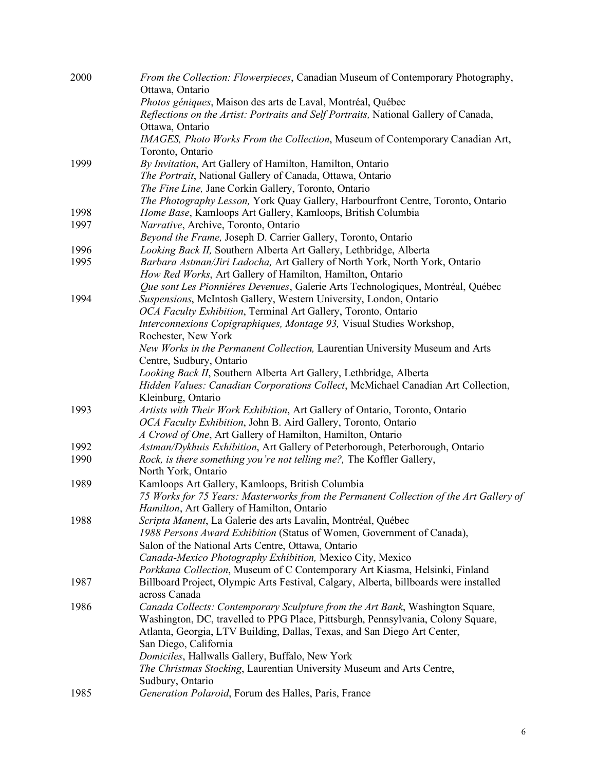2000 *From the Collection: Flowerpieces*, Canadian Museum of Contemporary Photography, Ottawa, Ontario
*Photos géniques*, Maison des arts de Laval, Montréal, Québec
*Reflections on the Artist: Portraits and Self Portraits,* National Gallery of Canada, Ottawa, Ontario
*IMAGES, Photo Works From the Collection*, Museum of Contemporary Canadian Art, Toronto, Ontario

1999 *By Invitation*, Art Gallery of Hamilton, Hamilton, Ontario
*The Portrait*, National Gallery of Canada, Ottawa, Ontario
*The Fine Line,* Jane Corkin Gallery, Toronto, Ontario
*The Photography Lesson,* York Quay Gallery, Harbourfront Centre, Toronto, Ontario

1998 *Home Base*, Kamloops Art Gallery, Kamloops, British Columbia

1997 *Narrative*, Archive, Toronto, Ontario
*Beyond the Frame,* Joseph D. Carrier Gallery, Toronto, Ontario

1996 *Looking Back II,* Southern Alberta Art Gallery, Lethbridge, Alberta

1995 *Barbara Astman/Jiri Ladocha,* Art Gallery of North York, North York, Ontario
*How Red Works*, Art Gallery of Hamilton, Hamilton, Ontario
*Que sont Les Pionniéres Devenues*, Galerie Arts Technologiques, Montréal, Québec

1994 *Suspensions*, McIntosh Gallery, Western University, London, Ontario
*OCA Faculty Exhibition*, Terminal Art Gallery, Toronto, Ontario
*Interconnexions Copigraphiques, Montage 93,* Visual Studies Workshop, Rochester, New York
*New Works in the Permanent Collection,* Laurentian University Museum and Arts Centre, Sudbury, Ontario
*Looking Back II*, Southern Alberta Art Gallery, Lethbridge, Alberta
*Hidden Values: Canadian Corporations Collect*, McMichael Canadian Art Collection, Kleinburg, Ontario

1993 *Artists with Their Work Exhibition*, Art Gallery of Ontario, Toronto, Ontario
*OCA Faculty Exhibition*, John B. Aird Gallery, Toronto, Ontario
*A Crowd of One*, Art Gallery of Hamilton, Hamilton, Ontario

1992 *Astman/Dykhuis Exhibition*, Art Gallery of Peterborough, Peterborough, Ontario

1990 *Rock, is there something you're not telling me?,* The Koffler Gallery, North York, Ontario

1989 Kamloops Art Gallery, Kamloops, British Columbia
*75 Works for 75 Years: Masterworks from the Permanent Collection of the Art Gallery of Hamilton*, Art Gallery of Hamilton, Ontario

1988 *Scripta Manent*, La Galerie des arts Lavalin, Montréal, Québec
*1988 Persons Award Exhibition* (Status of Women, Government of Canada), Salon of the National Arts Centre, Ottawa, Ontario
*Canada-Mexico Photography Exhibition,* Mexico City, Mexico
*Porkkana Collection*, Museum of C Contemporary Art Kiasma, Helsinki, Finland

1987 Billboard Project, Olympic Arts Festival, Calgary, Alberta, billboards were installed across Canada

1986 *Canada Collects: Contemporary Sculpture from the Art Bank*, Washington Square, Washington, DC, travelled to PPG Place, Pittsburgh, Pennsylvania, Colony Square, Atlanta, Georgia, LTV Building, Dallas, Texas, and San Diego Art Center, San Diego, California
*Domiciles*, Hallwalls Gallery, Buffalo, New York
*The Christmas Stocking*, Laurentian University Museum and Arts Centre, Sudbury, Ontario

1985 *Generation Polaroid*, Forum des Halles, Paris, France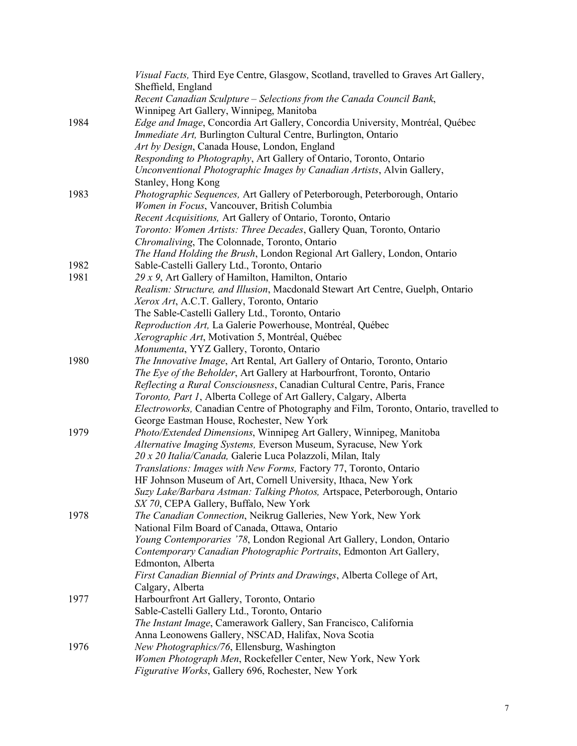| | |
|---|---|
| | *Visual Facts,* Third Eye Centre, Glasgow, Scotland, travelled to Graves Art Gallery, Sheffield, England |
| | *Recent Canadian Sculpture – Selections from the Canada Council Bank*, Winnipeg Art Gallery, Winnipeg, Manitoba |
| 1984 | *Edge and Image*, Concordia Art Gallery, Concordia University, Montréal, Québec |
| | *Immediate Art,* Burlington Cultural Centre, Burlington, Ontario |
| | *Art by Design*, Canada House, London, England |
| | *Responding to Photography*, Art Gallery of Ontario, Toronto, Ontario |
| | *Unconventional Photographic Images by Canadian Artists*, Alvin Gallery, Stanley, Hong Kong |
| 1983 | *Photographic Sequences,* Art Gallery of Peterborough, Peterborough, Ontario |
| | *Women in Focus*, Vancouver, British Columbia |
| | *Recent Acquisitions,* Art Gallery of Ontario, Toronto, Ontario |
| | *Toronto: Women Artists: Three Decades*, Gallery Quan, Toronto, Ontario |
| | *Chromaliving*, The Colonnade, Toronto, Ontario |
| | *The Hand Holding the Brush*, London Regional Art Gallery, London, Ontario |
| 1982 | Sable-Castelli Gallery Ltd., Toronto, Ontario |
| 1981 | *29 x 9*, Art Gallery of Hamilton, Hamilton, Ontario |
| | *Realism: Structure, and Illusion*, Macdonald Stewart Art Centre, Guelph, Ontario |
| | *Xerox Art*, A.C.T. Gallery, Toronto, Ontario |
| | The Sable-Castelli Gallery Ltd., Toronto, Ontario |
| | *Reproduction Art,* La Galerie Powerhouse, Montréal, Québec |
| | *Xerographic Art*, Motivation 5, Montréal, Québec |
| | *Monumenta*, YYZ Gallery, Toronto, Ontario |
| 1980 | *The Innovative Image*, Art Rental, Art Gallery of Ontario, Toronto, Ontario |
| | *The Eye of the Beholder*, Art Gallery at Harbourfront, Toronto, Ontario |
| | *Reflecting a Rural Consciousness*, Canadian Cultural Centre, Paris, France |
| | *Toronto, Part 1*, Alberta College of Art Gallery, Calgary, Alberta |
| | *Electroworks,* Canadian Centre of Photography and Film, Toronto, Ontario, travelled to George Eastman House, Rochester, New York |
| 1979 | *Photo/Extended Dimensions*, Winnipeg Art Gallery, Winnipeg, Manitoba |
| | *Alternative Imaging Systems,* Everson Museum, Syracuse, New York |
| | *20 x 20 Italia/Canada,* Galerie Luca Polazzoli, Milan, Italy |
| | *Translations: Images with New Forms,* Factory 77, Toronto, Ontario |
| | HF Johnson Museum of Art, Cornell University, Ithaca, New York |
| | *Suzy Lake/Barbara Astman: Talking Photos,* Artspace, Peterborough, Ontario |
| | *SX 70*, CEPA Gallery, Buffalo, New York |
| 1978 | *The Canadian Connection*, Neikrug Galleries, New York, New York |
| | National Film Board of Canada, Ottawa, Ontario |
| | *Young Contemporaries '78*, London Regional Art Gallery, London, Ontario |
| | *Contemporary Canadian Photographic Portraits*, Edmonton Art Gallery, Edmonton, Alberta |
| | *First Canadian Biennial of Prints and Drawings*, Alberta College of Art, Calgary, Alberta |
| 1977 | Harbourfront Art Gallery, Toronto, Ontario |
| | Sable-Castelli Gallery Ltd., Toronto, Ontario |
| | *The Instant Image*, Camerawork Gallery, San Francisco, California |
| | Anna Leonowens Gallery, NSCAD, Halifax, Nova Scotia |
| 1976 | *New Photographics/76*, Ellensburg, Washington |
| | *Women Photograph Men*, Rockefeller Center, New York, New York |
| | *Figurative Works*, Gallery 696, Rochester, New York |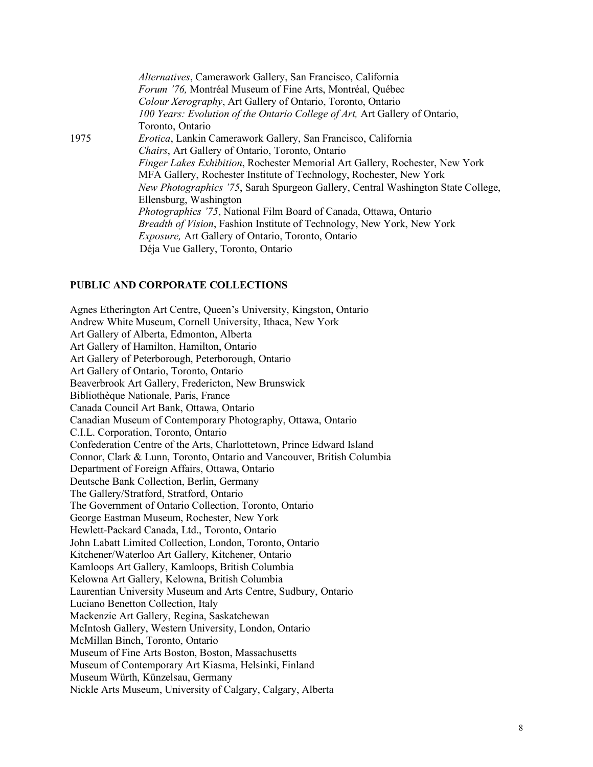*Alternatives*, Camerawork Gallery, San Francisco, California
*Forum '76,* Montréal Museum of Fine Arts, Montréal, Québec
*Colour Xerography*, Art Gallery of Ontario, Toronto, Ontario
*100 Years: Evolution of the Ontario College of Art,* Art Gallery of Ontario, Toronto, Ontario

1975 *Erotica*, Lankin Camerawork Gallery, San Francisco, California
*Chairs*, Art Gallery of Ontario, Toronto, Ontario
*Finger Lakes Exhibition*, Rochester Memorial Art Gallery, Rochester, New York
MFA Gallery, Rochester Institute of Technology, Rochester, New York
*New Photographics '75*, Sarah Spurgeon Gallery, Central Washington State College, Ellensburg, Washington
*Photographics '75*, National Film Board of Canada, Ottawa, Ontario
*Breadth of Vision*, Fashion Institute of Technology, New York, New York
*Exposure,* Art Gallery of Ontario, Toronto, Ontario
Déja Vue Gallery, Toronto, Ontario

**PUBLIC AND CORPORATE COLLECTIONS**

Agnes Etherington Art Centre, Queen's University, Kingston, Ontario
Andrew White Museum, Cornell University, Ithaca, New York
Art Gallery of Alberta, Edmonton, Alberta
Art Gallery of Hamilton, Hamilton, Ontario
Art Gallery of Peterborough, Peterborough, Ontario
Art Gallery of Ontario, Toronto, Ontario
Beaverbrook Art Gallery, Fredericton, New Brunswick
Bibliothèque Nationale, Paris, France
Canada Council Art Bank, Ottawa, Ontario
Canadian Museum of Contemporary Photography, Ottawa, Ontario
C.I.L. Corporation, Toronto, Ontario
Confederation Centre of the Arts, Charlottetown, Prince Edward Island
Connor, Clark & Lunn, Toronto, Ontario and Vancouver, British Columbia
Department of Foreign Affairs, Ottawa, Ontario
Deutsche Bank Collection, Berlin, Germany
The Gallery/Stratford, Stratford, Ontario
The Government of Ontario Collection, Toronto, Ontario
George Eastman Museum, Rochester, New York
Hewlett-Packard Canada, Ltd., Toronto, Ontario
John Labatt Limited Collection, London, Toronto, Ontario
Kitchener/Waterloo Art Gallery, Kitchener, Ontario
Kamloops Art Gallery, Kamloops, British Columbia
Kelowna Art Gallery, Kelowna, British Columbia
Laurentian University Museum and Arts Centre, Sudbury, Ontario
Luciano Benetton Collection, Italy
Mackenzie Art Gallery, Regina, Saskatchewan
McIntosh Gallery, Western University, London, Ontario
McMillan Binch, Toronto, Ontario
Museum of Fine Arts Boston, Boston, Massachusetts
Museum of Contemporary Art Kiasma, Helsinki, Finland
Museum Würth, Künzelsau, Germany
Nickle Arts Museum, University of Calgary, Calgary, Alberta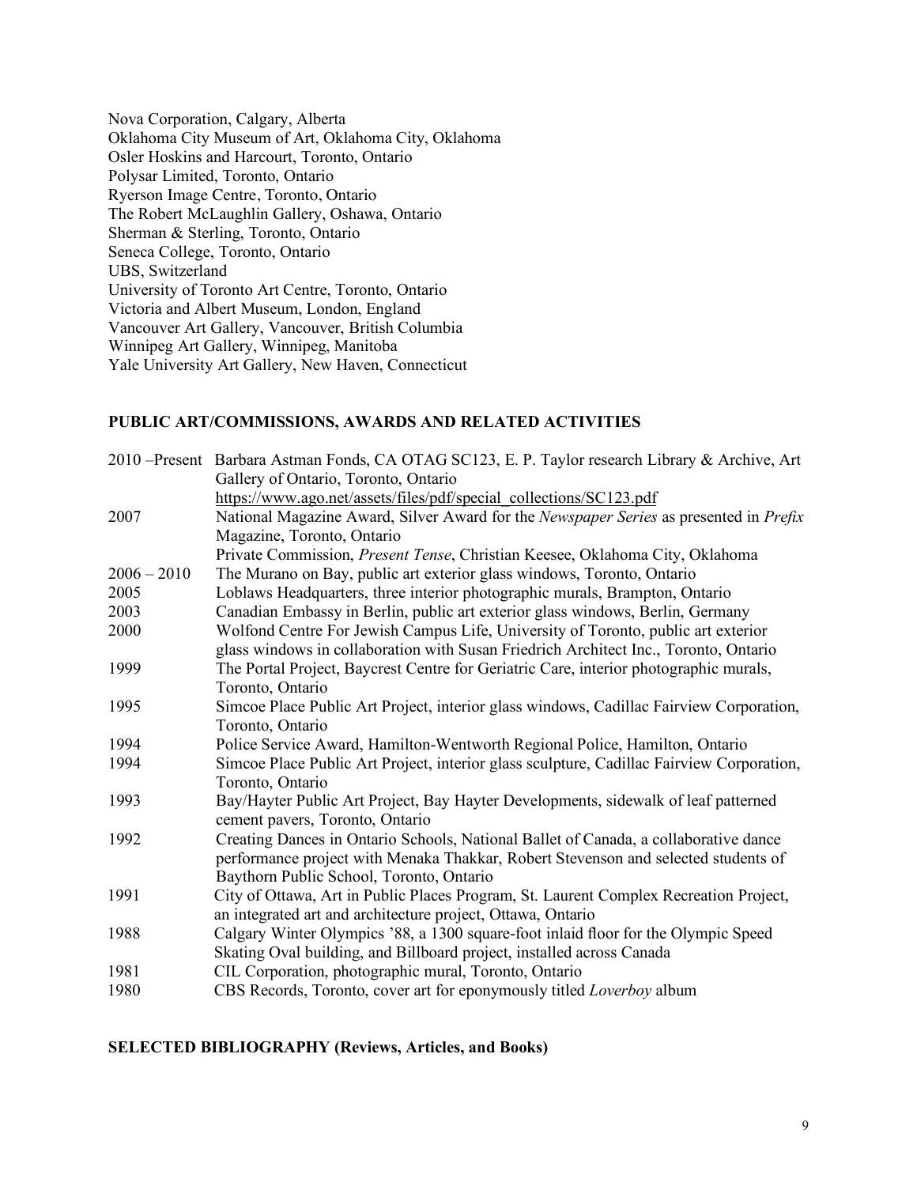Nova Corporation, Calgary, Alberta
Oklahoma City Museum of Art, Oklahoma City, Oklahoma
Osler Hoskins and Harcourt, Toronto, Ontario
Polysar Limited, Toronto, Ontario
Ryerson Image Centre, Toronto, Ontario
The Robert McLaughlin Gallery, Oshawa, Ontario
Sherman & Sterling, Toronto, Ontario
Seneca College, Toronto, Ontario
UBS, Switzerland
University of Toronto Art Centre, Toronto, Ontario
Victoria and Albert Museum, London, England
Vancouver Art Gallery, Vancouver, British Columbia
Winnipeg Art Gallery, Winnipeg, Manitoba
Yale University Art Gallery, New Haven, Connecticut

**PUBLIC ART/COMMISSIONS, AWARDS AND RELATED ACTIVITIES**

2010 –Present Barbara Astman Fonds, CA OTAG SC123, E. P. Taylor research Library & Archive, Art Gallery of Ontario, Toronto, Ontario
https://www.ago.net/assets/files/pdf/special_collections/SC123.pdf

2007 National Magazine Award, Silver Award for the *Newspaper Series* as presented in *Prefix* Magazine, Toronto, Ontario
Private Commission, *Present Tense*, Christian Keesee, Oklahoma City, Oklahoma

2006 – 2010 The Murano on Bay, public art exterior glass windows, Toronto, Ontario

2005 Loblaws Headquarters, three interior photographic murals, Brampton, Ontario

2003 Canadian Embassy in Berlin, public art exterior glass windows, Berlin, Germany

2000 Wolfond Centre For Jewish Campus Life, University of Toronto, public art exterior glass windows in collaboration with Susan Friedrich Architect Inc., Toronto, Ontario

1999 The Portal Project, Baycrest Centre for Geriatric Care, interior photographic murals, Toronto, Ontario

1995 Simcoe Place Public Art Project, interior glass windows, Cadillac Fairview Corporation, Toronto, Ontario

1994 Police Service Award, Hamilton-Wentworth Regional Police, Hamilton, Ontario

1994 Simcoe Place Public Art Project, interior glass sculpture, Cadillac Fairview Corporation, Toronto, Ontario

1993 Bay/Hayter Public Art Project, Bay Hayter Developments, sidewalk of leaf patterned cement pavers, Toronto, Ontario

1992 Creating Dances in Ontario Schools, National Ballet of Canada, a collaborative dance performance project with Menaka Thakkar, Robert Stevenson and selected students of Baythorn Public School, Toronto, Ontario

1991 City of Ottawa, Art in Public Places Program, St. Laurent Complex Recreation Project, an integrated art and architecture project, Ottawa, Ontario

1988 Calgary Winter Olympics '88, a 1300 square-foot inlaid floor for the Olympic Speed Skating Oval building, and Billboard project, installed across Canada

1981 CIL Corporation, photographic mural, Toronto, Ontario

1980 CBS Records, Toronto, cover art for eponymously titled *Loverboy* album

**SELECTED BIBLIOGRAPHY (Reviews, Articles, and Books)**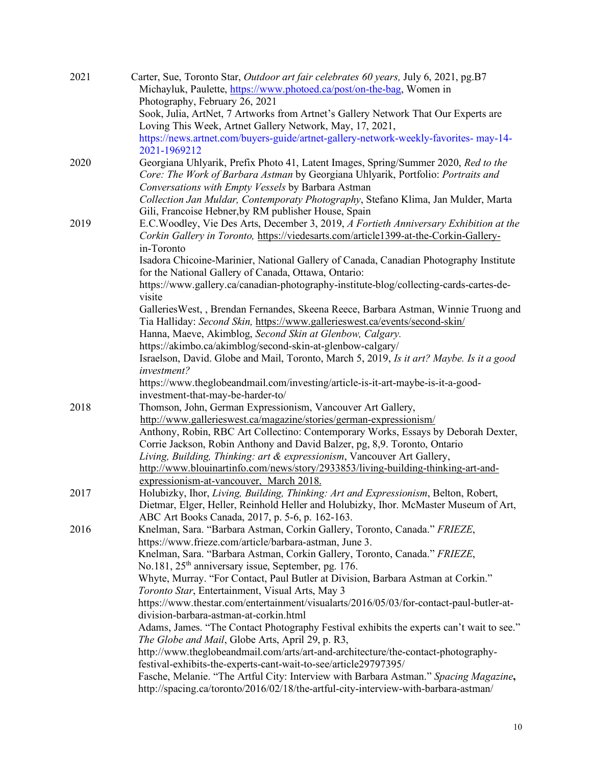2021 Carter, Sue, Toronto Star, *Outdoor art fair celebrates 60 years,* July 6, 2021, pg.B7

Michayluk, Paulette, https://www.photoed.ca/post/on-the-bag, Women in Photography, February 26, 2021

Sook, Julia, ArtNet, 7 Artworks from Artnet's Gallery Network That Our Experts are Loving This Week, Artnet Gallery Network, May, 17, 2021, https://news.artnet.com/buyers-guide/artnet-gallery-network-weekly-favorites- may-14-2021-1969212

2020 Georgiana Uhlyarik, Prefix Photo 41, Latent Images, Spring/Summer 2020, *Red to the Core: The Work of Barbara Astman* by Georgiana Uhlyarik, Portfolio: *Portraits and Conversations with Empty Vessels* by Barbara Astman

*Collection Jan Muldar, Contemporaty Photography*, Stefano Klima, Jan Mulder, Marta Gili, Francoise Hebner,by RM publisher House, Spain

2019 E.C.Woodley, Vie Des Arts, December 3, 2019, *A Fortieth Anniversary Exhibition at the Corkin Gallery in Toronto,* https://viedesarts.com/article1399-at-the-Corkin-Gallery-in-Toronto

Isadora Chicoine-Marinier, National Gallery of Canada, Canadian Photography Institute for the National Gallery of Canada, Ottawa, Ontario: https://www.gallery.ca/canadian-photography-institute-blog/collecting-cards-cartes-de-visite

GalleriesWest, , Brendan Fernandes, Skeena Reece, Barbara Astman, Winnie Truong and Tia Halliday: *Second Skin,* https://www.gallerieswest.ca/events/second-skin/

Hanna, Maeve, Akimblog, *Second Skin at Glenbow, Calgary.* https://akimbo.ca/akimblog/second-skin-at-glenbow-calgary/

Israelson, David. Globe and Mail, Toronto, March 5, 2019, *Is it art? Maybe. Is it a good investment?* https://www.theglobeandmail.com/investing/article-is-it-art-maybe-is-it-a-good-investment-that-may-be-harder-to/

2018 Thomson, John, German Expressionism, Vancouver Art Gallery, http://www.gallerieswest.ca/magazine/stories/german-expressionism/

Anthony, Robin, RBC Art Collectino: Contemporary Works, Essays by Deborah Dexter, Corrie Jackson, Robin Anthony and David Balzer, pg, 8,9. Toronto, Ontario

*Living, Building, Thinking: art & expressionism*, Vancouver Art Gallery, http://www.blouinartinfo.com/news/story/2933853/living-building-thinking-art-and-expressionism-at-vancouver, March 2018.

2017 Holubizky, Ihor, *Living, Building, Thinking: Art and Expressionism*, Belton, Robert, Dietmar, Elger, Heller, Reinhold Heller and Holubizky, Ihor. McMaster Museum of Art, ABC Art Books Canada, 2017, p. 5-6, p. 162-163.

2016 Knelman, Sara. "Barbara Astman, Corkin Gallery, Toronto, Canada." *FRIEZE*, https://www.frieze.com/article/barbara-astman, June 3.

Knelman, Sara. "Barbara Astman, Corkin Gallery, Toronto, Canada." *FRIEZE*, No.181, 25th anniversary issue, September, pg. 176.

Whyte, Murray. "For Contact, Paul Butler at Division, Barbara Astman at Corkin." *Toronto Star*, Entertainment, Visual Arts, May 3 https://www.thestar.com/entertainment/visualarts/2016/05/03/for-contact-paul-butler-at-division-barbara-astman-at-corkin.html

Adams, James. "The Contact Photography Festival exhibits the experts can't wait to see." *The Globe and Mail*, Globe Arts, April 29, p. R3, http://www.theglobeandmail.com/arts/art-and-architecture/the-contact-photography-festival-exhibits-the-experts-cant-wait-to-see/article29797395/

Fasche, Melanie. "The Artful City: Interview with Barbara Astman." *Spacing Magazine***,** http://spacing.ca/toronto/2016/02/18/the-artful-city-interview-with-barbara-astman/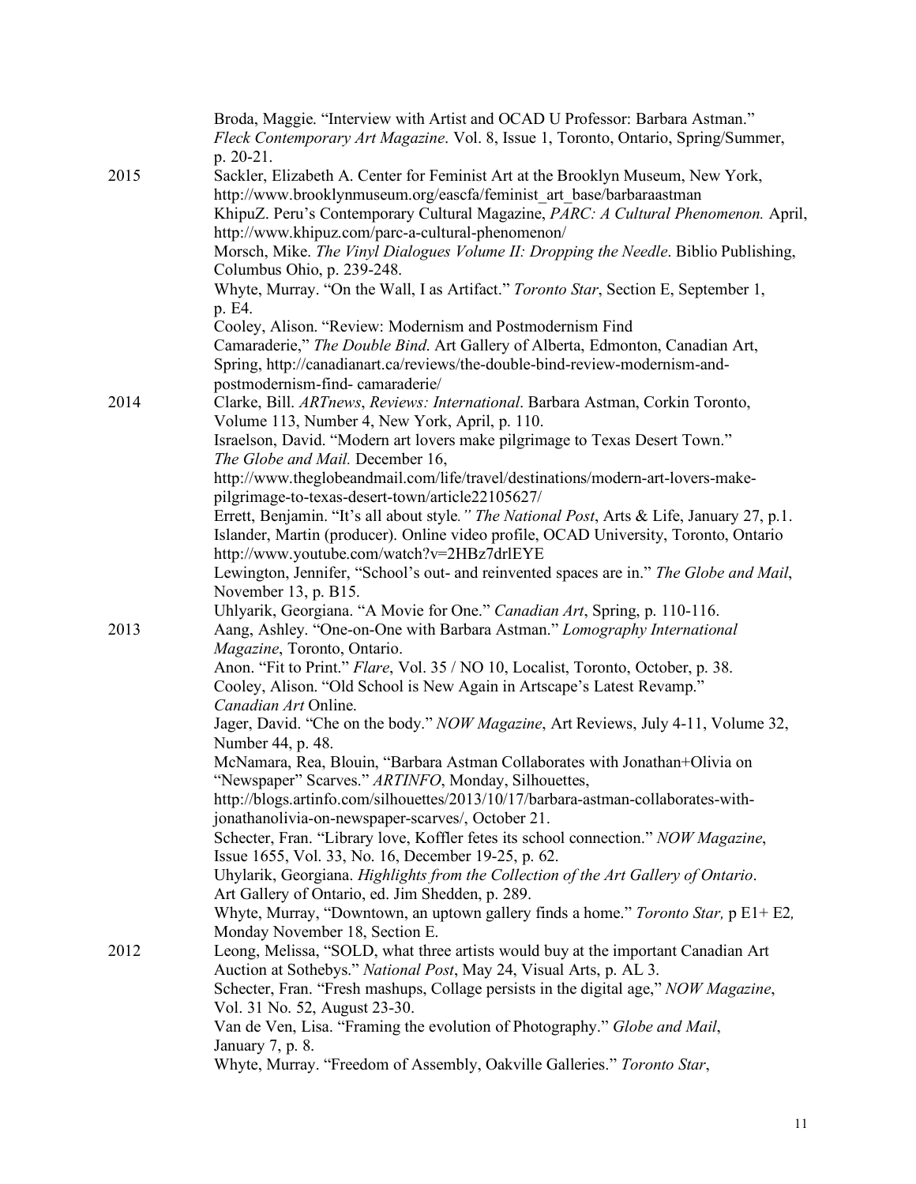Broda, Maggie. “Interview with Artist and OCAD U Professor: Barbara Astman.” *Fleck Contemporary Art Magazine*. Vol. 8, Issue 1, Toronto, Ontario, Spring/Summer, p. 20-21.

**2015**

Sackler, Elizabeth A. Center for Feminist Art at the Brooklyn Museum, New York, http://www.brooklynmuseum.org/eascfa/feminist_art_base/barbaraastman

KhipuZ. Peru’s Contemporary Cultural Magazine, *PARC: A Cultural Phenomenon.* April, http://www.khipuz.com/parc-a-cultural-phenomenon/

Morsch, Mike. *The Vinyl Dialogues Volume II: Dropping the Needle*. Biblio Publishing, Columbus Ohio, p. 239-248.

Whyte, Murray. “On the Wall, I as Artifact.” *Toronto Star*, Section E, September 1, p. E4.

Cooley, Alison. “Review: Modernism and Postmodernism Find Camaraderie,” *The Double Bind*. Art Gallery of Alberta, Edmonton, Canadian Art, Spring, http://canadianart.ca/reviews/the-double-bind-review-modernism-and-postmodernism-find- camaraderie/

**2014**

Clarke, Bill. *ARTnews*, *Reviews: International*. Barbara Astman, Corkin Toronto, Volume 113, Number 4, New York, April, p. 110.

Israelson, David. “Modern art lovers make pilgrimage to Texas Desert Town.” *The Globe and Mail.* December 16, http://www.theglobeandmail.com/life/travel/destinations/modern-art-lovers-make-pilgrimage-to-texas-desert-town/article22105627/

Errett, Benjamin. “It’s all about style*.” The National Post*, Arts & Life, January 27, p.1.

Islander, Martin (producer). Online video profile, OCAD University, Toronto, Ontario http://www.youtube.com/watch?v=2HBz7drlEYE

Lewington, Jennifer, “School’s out- and reinvented spaces are in.” *The Globe and Mail*, November 13, p. B15.

Uhlyarik, Georgiana. “A Movie for One.” *Canadian Art*, Spring, p. 110-116.

**2013**

Aang, Ashley. “One-on-One with Barbara Astman.” *Lomography International Magazine*, Toronto, Ontario.

Anon. “Fit to Print.” *Flare*, Vol. 35 / NO 10, Localist, Toronto, October, p. 38.

Cooley, Alison. “Old School is New Again in Artscape’s Latest Revamp.” *Canadian Art* Online.

Jager, David. “Che on the body.” *NOW Magazine*, Art Reviews, July 4-11, Volume 32, Number 44, p. 48.

McNamara, Rea, Blouin, “Barbara Astman Collaborates with Jonathan+Olivia on “Newspaper” Scarves.” *ARTINFO*, Monday, Silhouettes, http://blogs.artinfo.com/silhouettes/2013/10/17/barbara-astman-collaborates-with-jonathanolivia-on-newspaper-scarves/, October 21.

Schecter, Fran. “Library love, Koffler fetes its school connection.” *NOW Magazine*, Issue 1655, Vol. 33, No. 16, December 19-25, p. 62.

Uhylarik, Georgiana. *Highlights from the Collection of the Art Gallery of Ontario*. Art Gallery of Ontario, ed. Jim Shedden, p. 289.

Whyte, Murray, “Downtown, an uptown gallery finds a home.” *Toronto Star,* p E1+ E2*,* Monday November 18, Section E.

**2012**

Leong, Melissa, “SOLD, what three artists would buy at the important Canadian Art Auction at Sothebys.” *National Post*, May 24, Visual Arts, p. AL 3.

Schecter, Fran. “Fresh mashups, Collage persists in the digital age,” *NOW Magazine*, Vol. 31 No. 52, August 23-30.

Van de Ven, Lisa. “Framing the evolution of Photography.” *Globe and Mail*, January 7, p. 8.

Whyte, Murray. “Freedom of Assembly, Oakville Galleries.” *Toronto Star*,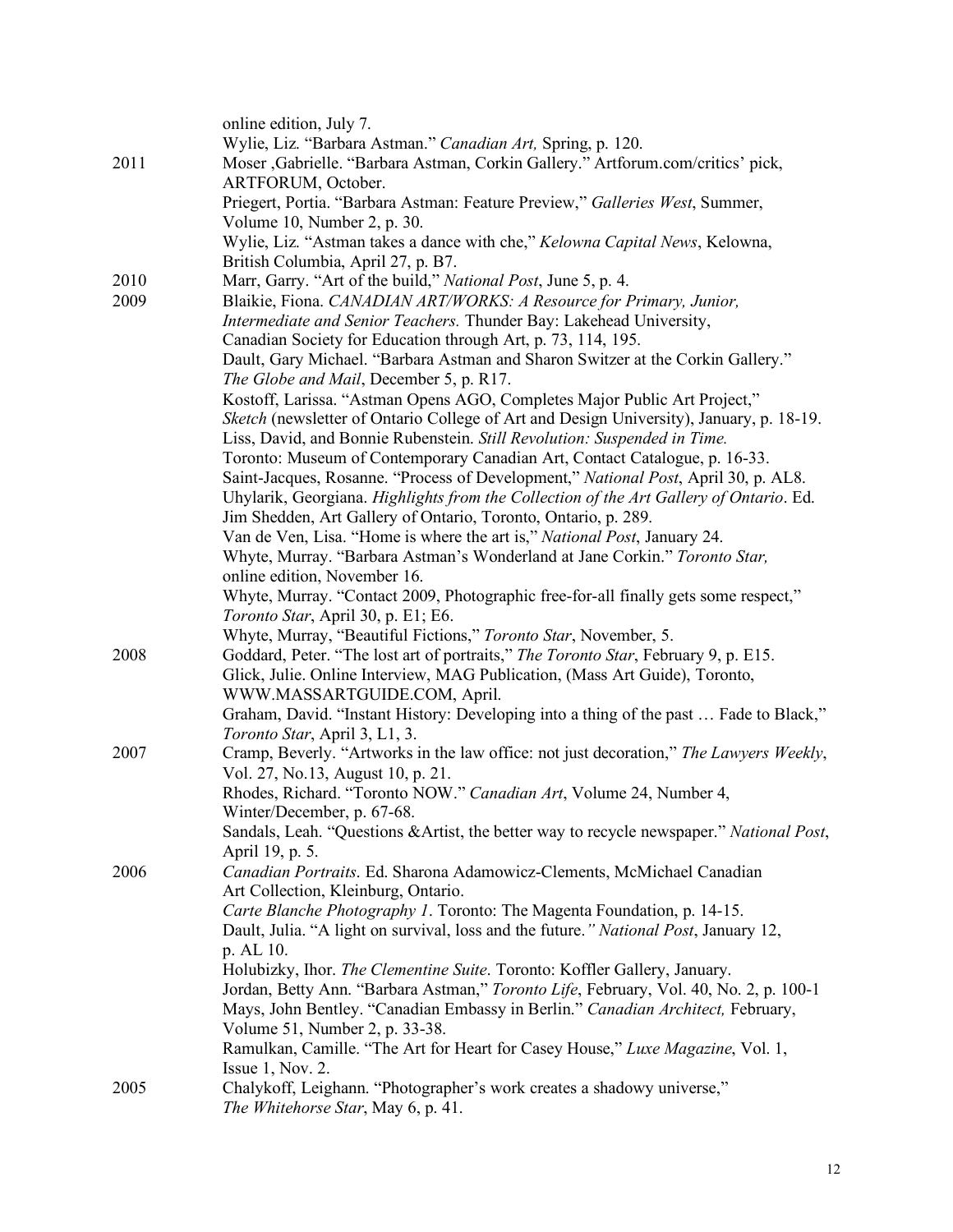online edition, July 7.
Wylie, Liz. "Barbara Astman." *Canadian Art,* Spring, p. 120.

2011 Moser ,Gabrielle. "Barbara Astman, Corkin Gallery." Artforum.com/critics' pick, ARTFORUM, October.
Priegert, Portia. "Barbara Astman: Feature Preview," *Galleries West*, Summer, Volume 10, Number 2, p. 30.
Wylie, Liz. "Astman takes a dance with che," *Kelowna Capital News*, Kelowna, British Columbia, April 27, p. B7.

2010 Marr, Garry. "Art of the build," *National Post*, June 5, p. 4.

2009 Blaikie, Fiona. *CANADIAN ART/WORKS: A Resource for Primary, Junior, Intermediate and Senior Teachers.* Thunder Bay: Lakehead University, Canadian Society for Education through Art, p. 73, 114, 195.
Dault, Gary Michael. "Barbara Astman and Sharon Switzer at the Corkin Gallery." *The Globe and Mail*, December 5, p. R17.
Kostoff, Larissa. "Astman Opens AGO, Completes Major Public Art Project," *Sketch* (newsletter of Ontario College of Art and Design University), January, p. 18-19.
Liss, David, and Bonnie Rubenstein. *Still Revolution: Suspended in Time.* Toronto: Museum of Contemporary Canadian Art, Contact Catalogue, p. 16-33.
Saint-Jacques, Rosanne. "Process of Development," *National Post*, April 30, p. AL8.
Uhylarik, Georgiana. *Highlights from the Collection of the Art Gallery of Ontario*. Ed. Jim Shedden, Art Gallery of Ontario, Toronto, Ontario, p. 289.
Van de Ven, Lisa. "Home is where the art is," *National Post*, January 24.
Whyte, Murray. "Barbara Astman's Wonderland at Jane Corkin." *Toronto Star,* online edition, November 16.
Whyte, Murray. "Contact 2009, Photographic free-for-all finally gets some respect," *Toronto Star*, April 30, p. E1; E6.
Whyte, Murray, "Beautiful Fictions," *Toronto Star*, November, 5.

2008 Goddard, Peter. "The lost art of portraits," *The Toronto Star*, February 9, p. E15.
Glick, Julie. Online Interview, MAG Publication, (Mass Art Guide), Toronto, WWW.MASSARTGUIDE.COM, April.
Graham, David. "Instant History: Developing into a thing of the past … Fade to Black," *Toronto Star*, April 3, L1, 3.

2007 Cramp, Beverly. "Artworks in the law office: not just decoration," *The Lawyers Weekly*, Vol. 27, No.13, August 10, p. 21.
Rhodes, Richard. "Toronto NOW." *Canadian Art*, Volume 24, Number 4, Winter/December, p. 67-68.
Sandals, Leah. "Questions &Artist, the better way to recycle newspaper." *National Post*, April 19, p. 5.

2006 *Canadian Portraits*. Ed. Sharona Adamowicz-Clements, McMichael Canadian Art Collection, Kleinburg, Ontario.
*Carte Blanche Photography 1*. Toronto: The Magenta Foundation, p. 14-15.
Dault, Julia. "A light on survival, loss and the future.*" National Post*, January 12, p. AL 10.
Holubizky, Ihor. *The Clementine Suite*. Toronto: Koffler Gallery, January.
Jordan, Betty Ann. "Barbara Astman," *Toronto Life*, February, Vol. 40, No. 2, p. 100-1
Mays, John Bentley. "Canadian Embassy in Berlin." *Canadian Architect,* February, Volume 51, Number 2, p. 33-38.
Ramulkan, Camille. "The Art for Heart for Casey House," *Luxe Magazine*, Vol. 1, Issue 1, Nov. 2.

2005 Chalykoff, Leighann. "Photographer's work creates a shadowy universe," *The Whitehorse Star*, May 6, p. 41.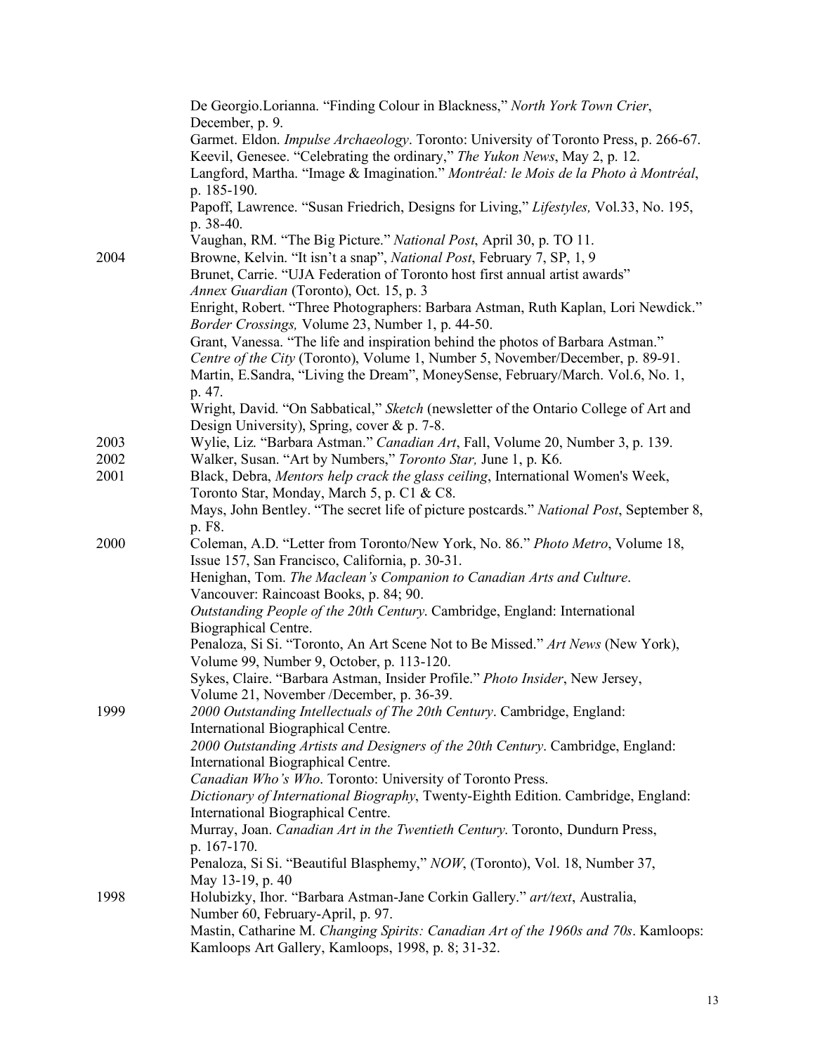De Georgio.Lorianna. “Finding Colour in Blackness,” *North York Town Crier*, December, p. 9.

Garmet. Eldon. *Impulse Archaeology*. Toronto: University of Toronto Press, p. 266-67.

Keevil, Genesee. “Celebrating the ordinary,” *The Yukon News*, May 2, p. 12.

Langford, Martha. “Image & Imagination.” *Montréal: le Mois de la Photo à Montréal*, p. 185-190.

Papoff, Lawrence. “Susan Friedrich, Designs for Living,” *Lifestyles,* Vol.33, No. 195, p. 38-40.

Vaughan, RM. “The Big Picture.” *National Post*, April 30, p. TO 11.

**2004**

Browne, Kelvin. “It isn’t a snap”, *National Post*, February 7, SP, 1, 9

Brunet, Carrie. “UJA Federation of Toronto host first annual artist awards” *Annex Guardian* (Toronto), Oct. 15, p. 3

Enright, Robert. “Three Photographers: Barbara Astman, Ruth Kaplan, Lori Newdick.” *Border Crossings,* Volume 23, Number 1, p. 44-50.

Grant, Vanessa. “The life and inspiration behind the photos of Barbara Astman.” *Centre of the City* (Toronto), Volume 1, Number 5, November/December, p. 89-91.

Martin, E.Sandra, “Living the Dream”, MoneySense, February/March. Vol.6, No. 1, p. 47.

Wright, David. “On Sabbatical,” *Sketch* (newsletter of the Ontario College of Art and Design University), Spring, cover & p. 7-8.

**2003**

Wylie, Liz. “Barbara Astman.” *Canadian Art*, Fall, Volume 20, Number 3, p. 139.

**2002**

Walker, Susan. “Art by Numbers,” *Toronto Star,* June 1, p. K6.

**2001**

Black, Debra, *Mentors help crack the glass ceiling*, International Women's Week, Toronto Star, Monday, March 5, p. C1 & C8.

Mays, John Bentley. “The secret life of picture postcards.” *National Post*, September 8, p. F8.

**2000**

Coleman, A.D. “Letter from Toronto/New York, No. 86.” *Photo Metro*, Volume 18, Issue 157, San Francisco, California, p. 30-31.

Henighan, Tom. *The Maclean’s Companion to Canadian Arts and Culture*. Vancouver: Raincoast Books, p. 84; 90.

*Outstanding People of the 20th Century*. Cambridge, England: International Biographical Centre.

Penaloza, Si Si. “Toronto, An Art Scene Not to Be Missed.” *Art News* (New York), Volume 99, Number 9, October, p. 113-120.

Sykes, Claire. “Barbara Astman, Insider Profile.” *Photo Insider*, New Jersey, Volume 21, November /December, p. 36-39.

**1999**

*2000 Outstanding Intellectuals of The 20th Century*. Cambridge, England: International Biographical Centre.

*2000 Outstanding Artists and Designers of the 20th Century*. Cambridge, England: International Biographical Centre.

*Canadian Who’s Who*. Toronto: University of Toronto Press.

*Dictionary of International Biography*, Twenty-Eighth Edition. Cambridge, England: International Biographical Centre.

Murray, Joan. *Canadian Art in the Twentieth Century*. Toronto, Dundurn Press, p. 167-170.

Penaloza, Si Si. “Beautiful Blasphemy,” *NOW*, (Toronto), Vol. 18, Number 37, May 13-19, p. 40

**1998**

Holubizky, Ihor. “Barbara Astman-Jane Corkin Gallery.” *art/text*, Australia, Number 60, February-April, p. 97.

Mastin, Catharine M. *Changing Spirits: Canadian Art of the 1960s and 70s*. Kamloops: Kamloops Art Gallery, Kamloops, 1998, p. 8; 31-32.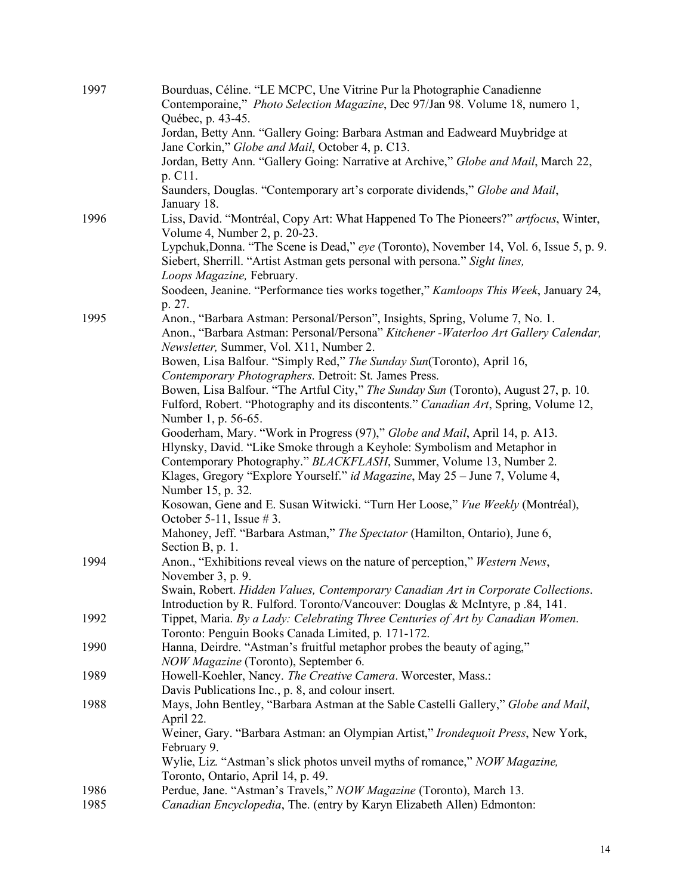1997 Bourduas, Céline. "LE MCPC, Une Vitrine Pur la Photographie Canadienne Contemporaine," *Photo Selection Magazine*, Dec 97/Jan 98. Volume 18, numero 1, Québec, p. 43-45.

Jordan, Betty Ann. "Gallery Going: Barbara Astman and Eadweard Muybridge at Jane Corkin," *Globe and Mail*, October 4, p. C13.

Jordan, Betty Ann. "Gallery Going: Narrative at Archive," *Globe and Mail*, March 22, p. C11.

Saunders, Douglas. "Contemporary art's corporate dividends," *Globe and Mail*, January 18.

1996 Liss, David. "Montréal, Copy Art: What Happened To The Pioneers?" *artfocus*, Winter, Volume 4, Number 2, p. 20-23.

Lypchuk,Donna. "The Scene is Dead," *eye* (Toronto), November 14, Vol. 6, Issue 5, p. 9.

Siebert, Sherrill. "Artist Astman gets personal with persona." *Sight lines, Loops Magazine,* February.

Soodeen, Jeanine. "Performance ties works together," *Kamloops This Week*, January 24, p. 27.

1995 Anon., "Barbara Astman: Personal/Person", Insights, Spring, Volume 7, No. 1.

Anon., "Barbara Astman: Personal/Persona" *Kitchener -Waterloo Art Gallery Calendar, Newsletter,* Summer, Vol. X11, Number 2.

Bowen, Lisa Balfour. "Simply Red," *The Sunday Sun*(Toronto), April 16, *Contemporary Photographers*. Detroit: St. James Press.

Bowen, Lisa Balfour. "The Artful City," *The Sunday Sun* (Toronto), August 27, p. 10.

Fulford, Robert. "Photography and its discontents." *Canadian Art*, Spring, Volume 12, Number 1, p. 56-65.

Gooderham, Mary. "Work in Progress (97)," *Globe and Mail*, April 14, p. A13.

Hlynsky, David. "Like Smoke through a Keyhole: Symbolism and Metaphor in Contemporary Photography." *BLACKFLASH*, Summer, Volume 13, Number 2.

Klages, Gregory "Explore Yourself." *id Magazine*, May 25 – June 7, Volume 4, Number 15, p. 32.

Kosowan, Gene and E. Susan Witwicki. "Turn Her Loose," *Vue Weekly* (Montréal), October 5-11, Issue # 3.

Mahoney, Jeff. "Barbara Astman," *The Spectator* (Hamilton, Ontario), June 6, Section B, p. 1.

1994 Anon., "Exhibitions reveal views on the nature of perception," *Western News*, November 3, p. 9.

Swain, Robert. *Hidden Values, Contemporary Canadian Art in Corporate Collections*. Introduction by R. Fulford. Toronto/Vancouver: Douglas & McIntyre, p .84, 141.

1992 Tippet, Maria. *By a Lady: Celebrating Three Centuries of Art by Canadian Women*. Toronto: Penguin Books Canada Limited, p. 171-172.

1990 Hanna, Deirdre. "Astman's fruitful metaphor probes the beauty of aging," *NOW Magazine* (Toronto), September 6.

1989 Howell-Koehler, Nancy. *The Creative Camera*. Worcester, Mass.: Davis Publications Inc., p. 8, and colour insert.

1988 Mays, John Bentley, "Barbara Astman at the Sable Castelli Gallery," *Globe and Mail*, April 22.

Weiner, Gary. "Barbara Astman: an Olympian Artist," *Irondequoit Press*, New York, February 9.

Wylie, Liz. "Astman's slick photos unveil myths of romance," *NOW Magazine,* Toronto, Ontario, April 14, p. 49.

1986 Perdue, Jane. "Astman's Travels," *NOW Magazine* (Toronto), March 13.

1985 *Canadian Encyclopedia*, The. (entry by Karyn Elizabeth Allen) Edmonton: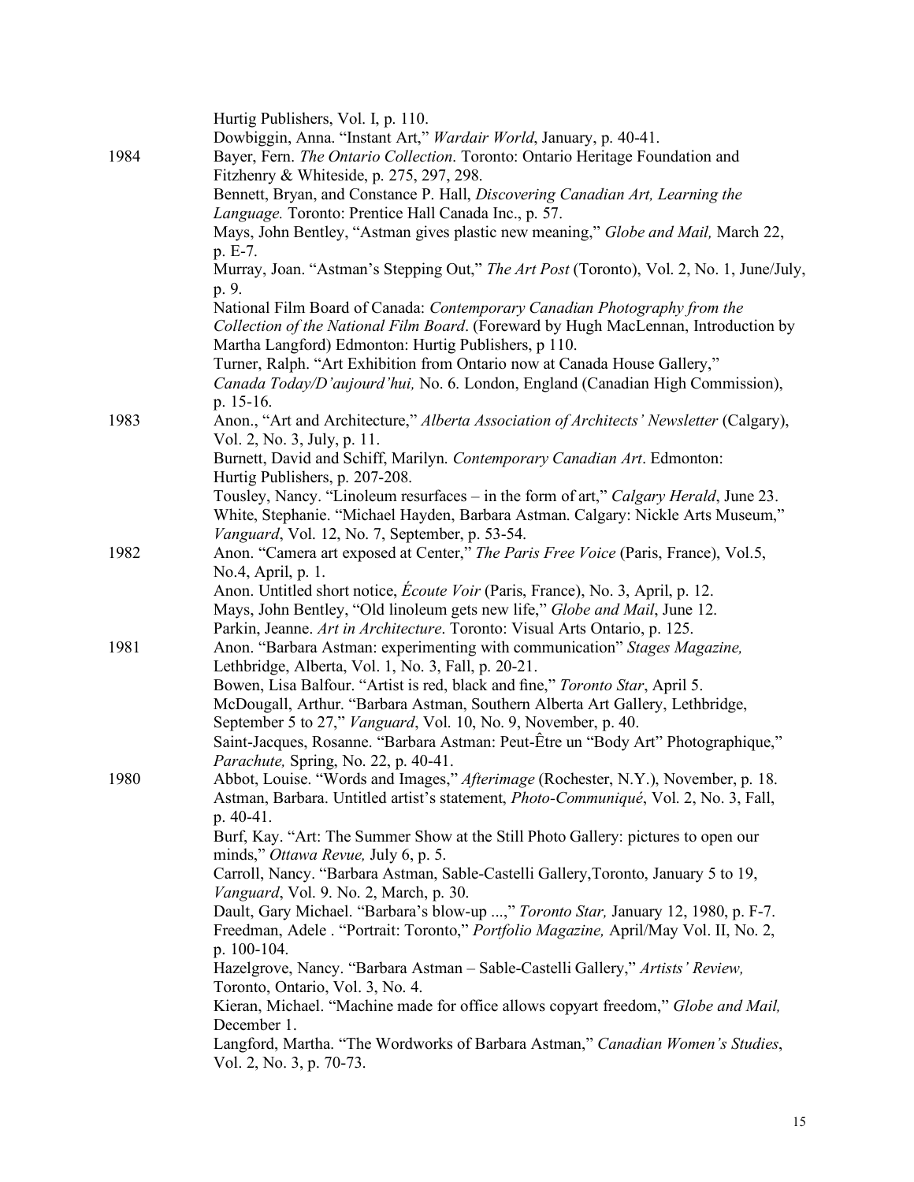Hurtig Publishers, Vol. I, p. 110.

Dowbiggin, Anna. "Instant Art," *Wardair World*, January, p. 40-41.

**1984**

Bayer, Fern. *The Ontario Collection*. Toronto: Ontario Heritage Foundation and Fitzhenry & Whiteside, p. 275, 297, 298.

Bennett, Bryan, and Constance P. Hall, *Discovering Canadian Art, Learning the Language.* Toronto: Prentice Hall Canada Inc., p. 57.

Mays, John Bentley, "Astman gives plastic new meaning," *Globe and Mail,* March 22, p. E-7.

Murray, Joan. "Astman's Stepping Out," *The Art Post* (Toronto), Vol. 2, No. 1, June/July, p. 9.

National Film Board of Canada: *Contemporary Canadian Photography from the Collection of the National Film Board*. (Foreward by Hugh MacLennan, Introduction by Martha Langford) Edmonton: Hurtig Publishers, p 110.

Turner, Ralph. "Art Exhibition from Ontario now at Canada House Gallery," *Canada Today/D'aujourd'hui,* No. 6. London, England (Canadian High Commission), p. 15-16.

**1983**

Anon., "Art and Architecture," *Alberta Association of Architects' Newsletter* (Calgary), Vol. 2, No. 3, July, p. 11.

Burnett, David and Schiff, Marilyn. *Contemporary Canadian Art*. Edmonton: Hurtig Publishers, p. 207-208.

Tousley, Nancy. "Linoleum resurfaces – in the form of art," *Calgary Herald*, June 23.

White, Stephanie. "Michael Hayden, Barbara Astman. Calgary: Nickle Arts Museum," *Vanguard*, Vol. 12, No. 7, September, p. 53-54.

**1982**

Anon. "Camera art exposed at Center," *The Paris Free Voice* (Paris, France), Vol.5, No.4, April, p. 1.

Anon. Untitled short notice, *Écoute Voir* (Paris, France), No. 3, April, p. 12.

Mays, John Bentley, "Old linoleum gets new life," *Globe and Mail*, June 12.

Parkin, Jeanne. *Art in Architecture*. Toronto: Visual Arts Ontario, p. 125.

**1981**

Anon. "Barbara Astman: experimenting with communication" *Stages Magazine,* Lethbridge, Alberta, Vol. 1, No. 3, Fall, p. 20-21.

Bowen, Lisa Balfour. "Artist is red, black and fine," *Toronto Star*, April 5.

McDougall, Arthur. "Barbara Astman, Southern Alberta Art Gallery, Lethbridge, September 5 to 27," *Vanguard*, Vol. 10, No. 9, November, p. 40.

Saint-Jacques, Rosanne. "Barbara Astman: Peut-Être un "Body Art" Photographique," *Parachute,* Spring, No. 22, p. 40-41.

**1980**

Abbot, Louise. "Words and Images," *Afterimage* (Rochester, N.Y.), November, p. 18.

Astman, Barbara. Untitled artist's statement, *Photo-Communiqué*, Vol. 2, No. 3, Fall, p. 40-41.

Burf, Kay. "Art: The Summer Show at the Still Photo Gallery: pictures to open our minds," *Ottawa Revue,* July 6, p. 5.

Carroll, Nancy. "Barbara Astman, Sable-Castelli Gallery,Toronto, January 5 to 19, *Vanguard*, Vol. 9. No. 2, March, p. 30.

Dault, Gary Michael. "Barbara's blow-up ...," *Toronto Star,* January 12, 1980, p. F-7.

Freedman, Adele . "Portrait: Toronto," *Portfolio Magazine,* April/May Vol. II, No. 2, p. 100-104.

Hazelgrove, Nancy. "Barbara Astman – Sable-Castelli Gallery," *Artists' Review,* Toronto, Ontario, Vol. 3, No. 4.

Kieran, Michael. "Machine made for office allows copyart freedom," *Globe and Mail,* December 1.

Langford, Martha. "The Wordworks of Barbara Astman," *Canadian Women's Studies*, Vol. 2, No. 3, p. 70-73.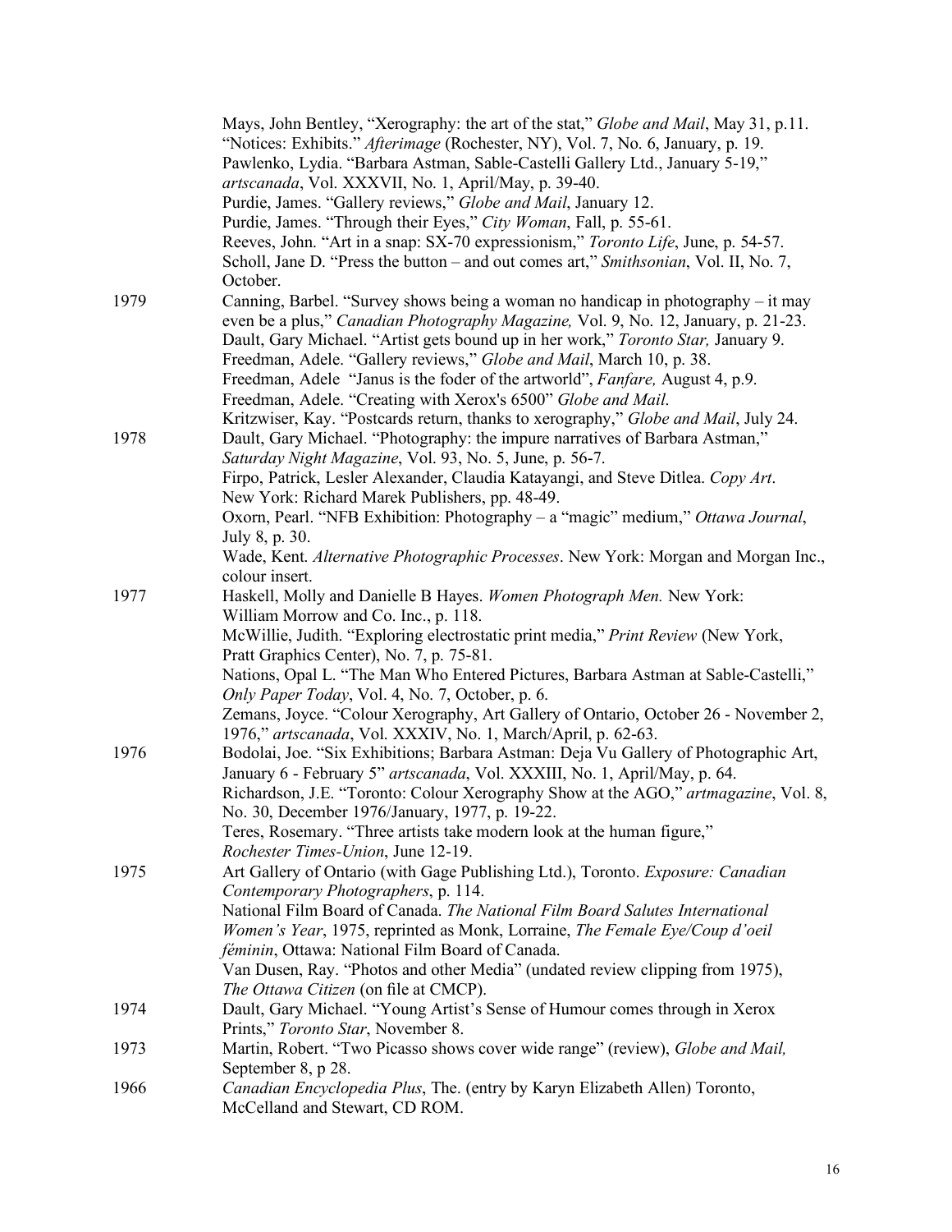Mays, John Bentley, "Xerography: the art of the stat," *Globe and Mail*, May 31, p.11.
"Notices: Exhibits." *Afterimage* (Rochester, NY), Vol. 7, No. 6, January, p. 19.
Pawlenko, Lydia. "Barbara Astman, Sable-Castelli Gallery Ltd., January 5-19," *artscanada*, Vol. XXXVII, No. 1, April/May, p. 39-40.
Purdie, James. "Gallery reviews," *Globe and Mail*, January 12.
Purdie, James. "Through their Eyes," *City Woman*, Fall, p. 55-61.
Reeves, John. "Art in a snap: SX-70 expressionism," *Toronto Life*, June, p. 54-57.
Scholl, Jane D. "Press the button – and out comes art," *Smithsonian*, Vol. II, No. 7, October.

**1979**

Canning, Barbel. "Survey shows being a woman no handicap in photography – it may even be a plus," *Canadian Photography Magazine,* Vol. 9, No. 12, January, p. 21-23.
Dault, Gary Michael. "Artist gets bound up in her work," *Toronto Star,* January 9.
Freedman, Adele. "Gallery reviews," *Globe and Mail*, March 10, p. 38.
Freedman, Adele "Janus is the foder of the artworld", *Fanfare,* August 4, p.9.
Freedman, Adele. "Creating with Xerox's 6500" *Globe and Mail*.
Kritzwiser, Kay. "Postcards return, thanks to xerography," *Globe and Mail*, July 24.

**1978**

Dault, Gary Michael. "Photography: the impure narratives of Barbara Astman," *Saturday Night Magazine*, Vol. 93, No. 5, June, p. 56-7.
Firpo, Patrick, Lesler Alexander, Claudia Katayangi, and Steve Ditlea. *Copy Art*. New York: Richard Marek Publishers, pp. 48-49.
Oxorn, Pearl. "NFB Exhibition: Photography – a "magic" medium," *Ottawa Journal*, July 8, p. 30.
Wade, Kent. *Alternative Photographic Processes*. New York: Morgan and Morgan Inc., colour insert.

**1977**

Haskell, Molly and Danielle B Hayes. *Women Photograph Men.* New York: William Morrow and Co. Inc., p. 118.
McWillie, Judith. "Exploring electrostatic print media," *Print Review* (New York, Pratt Graphics Center), No. 7, p. 75-81.
Nations, Opal L. "The Man Who Entered Pictures, Barbara Astman at Sable-Castelli," *Only Paper Today*, Vol. 4, No. 7, October, p. 6.
Zemans, Joyce. "Colour Xerography, Art Gallery of Ontario, October 26 - November 2, 1976," *artscanada*, Vol. XXXIV, No. 1, March/April, p. 62-63.

**1976**

Bodolai, Joe. "Six Exhibitions; Barbara Astman: Deja Vu Gallery of Photographic Art, January 6 - February 5" *artscanada*, Vol. XXXIII, No. 1, April/May, p. 64.
Richardson, J.E. "Toronto: Colour Xerography Show at the AGO," *artmagazine*, Vol. 8, No. 30, December 1976/January, 1977, p. 19-22.
Teres, Rosemary. "Three artists take modern look at the human figure," *Rochester Times-Union*, June 12-19.

**1975**

Art Gallery of Ontario (with Gage Publishing Ltd.), Toronto. *Exposure: Canadian Contemporary Photographers*, p. 114.
National Film Board of Canada. *The National Film Board Salutes International Women's Year*, 1975, reprinted as Monk, Lorraine, *The Female Eye/Coup d'oeil féminin*, Ottawa: National Film Board of Canada.
Van Dusen, Ray. "Photos and other Media" (undated review clipping from 1975), *The Ottawa Citizen* (on file at CMCP).

**1974**

Dault, Gary Michael. "Young Artist's Sense of Humour comes through in Xerox Prints," *Toronto Star*, November 8.

**1973**

Martin, Robert. "Two Picasso shows cover wide range" (review), *Globe and Mail,* September 8, p 28.

**1966**

*Canadian Encyclopedia Plus*, The. (entry by Karyn Elizabeth Allen) Toronto, McCelland and Stewart, CD ROM.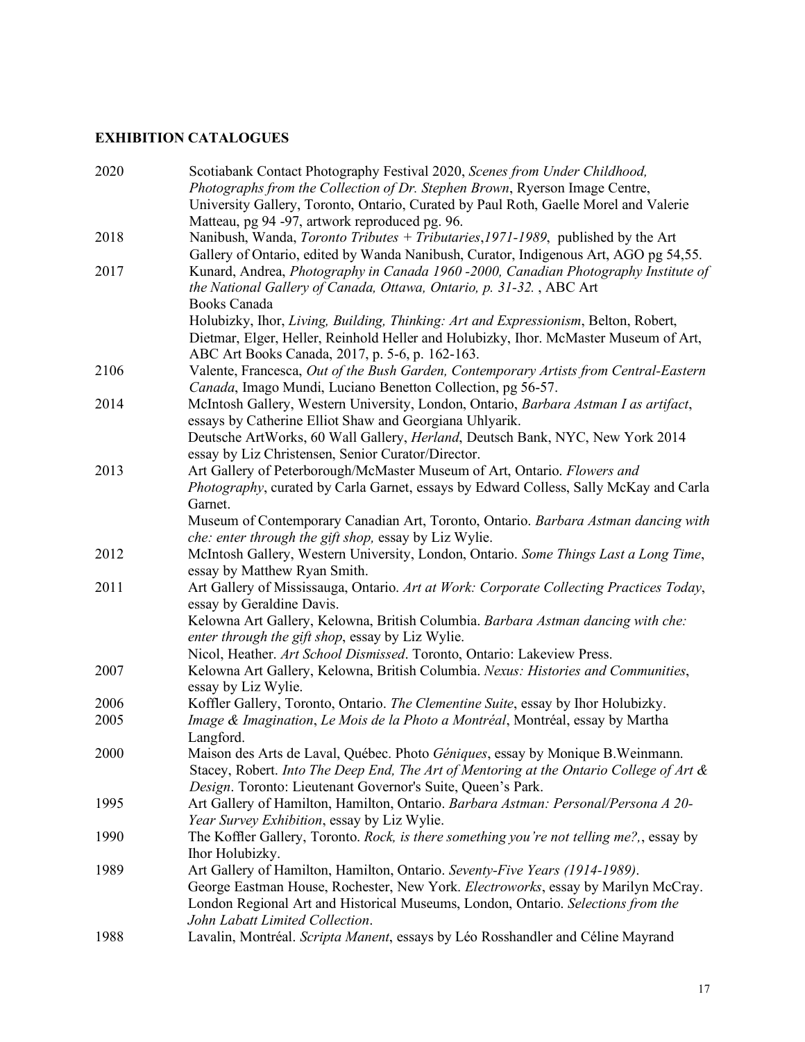## EXHIBITION CATALOGUES

2020 Scotiabank Contact Photography Festival 2020, *Scenes from Under Childhood, Photographs from the Collection of Dr. Stephen Brown*, Ryerson Image Centre, University Gallery, Toronto, Ontario, Curated by Paul Roth, Gaelle Morel and Valerie Matteau, pg 94 -97, artwork reproduced pg. 96.

2018 Nanibush, Wanda, *Toronto Tributes + Tributaries,1971-1989*, published by the Art Gallery of Ontario, edited by Wanda Nanibush, Curator, Indigenous Art, AGO pg 54,55.

2017 Kunard, Andrea, *Photography in Canada 1960 -2000, Canadian Photography Institute of the National Gallery of Canada, Ottawa, Ontario, p. 31-32.* , ABC Art Books Canada

Holubizky, Ihor, *Living, Building, Thinking: Art and Expressionism*, Belton, Robert, Dietmar, Elger, Heller, Reinhold Heller and Holubizky, Ihor. McMaster Museum of Art, ABC Art Books Canada, 2017, p. 5-6, p. 162-163.

2106 Valente, Francesca, *Out of the Bush Garden, Contemporary Artists from Central-Eastern Canada*, Imago Mundi, Luciano Benetton Collection, pg 56-57.

2014 McIntosh Gallery, Western University, London, Ontario, *Barbara Astman I as artifact*, essays by Catherine Elliot Shaw and Georgiana Uhlyarik.

Deutsche ArtWorks, 60 Wall Gallery, *Herland*, Deutsch Bank, NYC, New York 2014 essay by Liz Christensen, Senior Curator/Director.

2013 Art Gallery of Peterborough/McMaster Museum of Art, Ontario. *Flowers and Photography*, curated by Carla Garnet, essays by Edward Colless, Sally McKay and Carla Garnet.

Museum of Contemporary Canadian Art, Toronto, Ontario. *Barbara Astman dancing with che: enter through the gift shop,* essay by Liz Wylie.

2012 McIntosh Gallery, Western University, London, Ontario. *Some Things Last a Long Time*, essay by Matthew Ryan Smith.

2011 Art Gallery of Mississauga, Ontario. *Art at Work: Corporate Collecting Practices Today*, essay by Geraldine Davis.

Kelowna Art Gallery, Kelowna, British Columbia. *Barbara Astman dancing with che: enter through the gift shop*, essay by Liz Wylie.

Nicol, Heather. *Art School Dismissed*. Toronto, Ontario: Lakeview Press.

2007 Kelowna Art Gallery, Kelowna, British Columbia. *Nexus: Histories and Communities*, essay by Liz Wylie.

2006 Koffler Gallery, Toronto, Ontario. *The Clementine Suite*, essay by Ihor Holubizky.

2005 *Image & Imagination*, *Le Mois de la Photo a Montréal*, Montréal, essay by Martha Langford.

2000 Maison des Arts de Laval, Québec. Photo *Géniques*, essay by Monique B.Weinmann.

Stacey, Robert. *Into The Deep End, The Art of Mentoring at the Ontario College of Art & Design*. Toronto: Lieutenant Governor's Suite, Queen's Park.

1995 Art Gallery of Hamilton, Hamilton, Ontario. *Barbara Astman: Personal/Persona A 20-Year Survey Exhibition*, essay by Liz Wylie.

1990 The Koffler Gallery, Toronto. *Rock, is there something you're not telling me?,*, essay by Ihor Holubizky.

1989 Art Gallery of Hamilton, Hamilton, Ontario. *Seventy-Five Years (1914-1989)*.

George Eastman House, Rochester, New York. *Electroworks*, essay by Marilyn McCray.

London Regional Art and Historical Museums, London, Ontario. *Selections from the John Labatt Limited Collection*.

1988 Lavalin, Montréal. *Scripta Manent*, essays by Léo Rosshandler and Céline Mayrand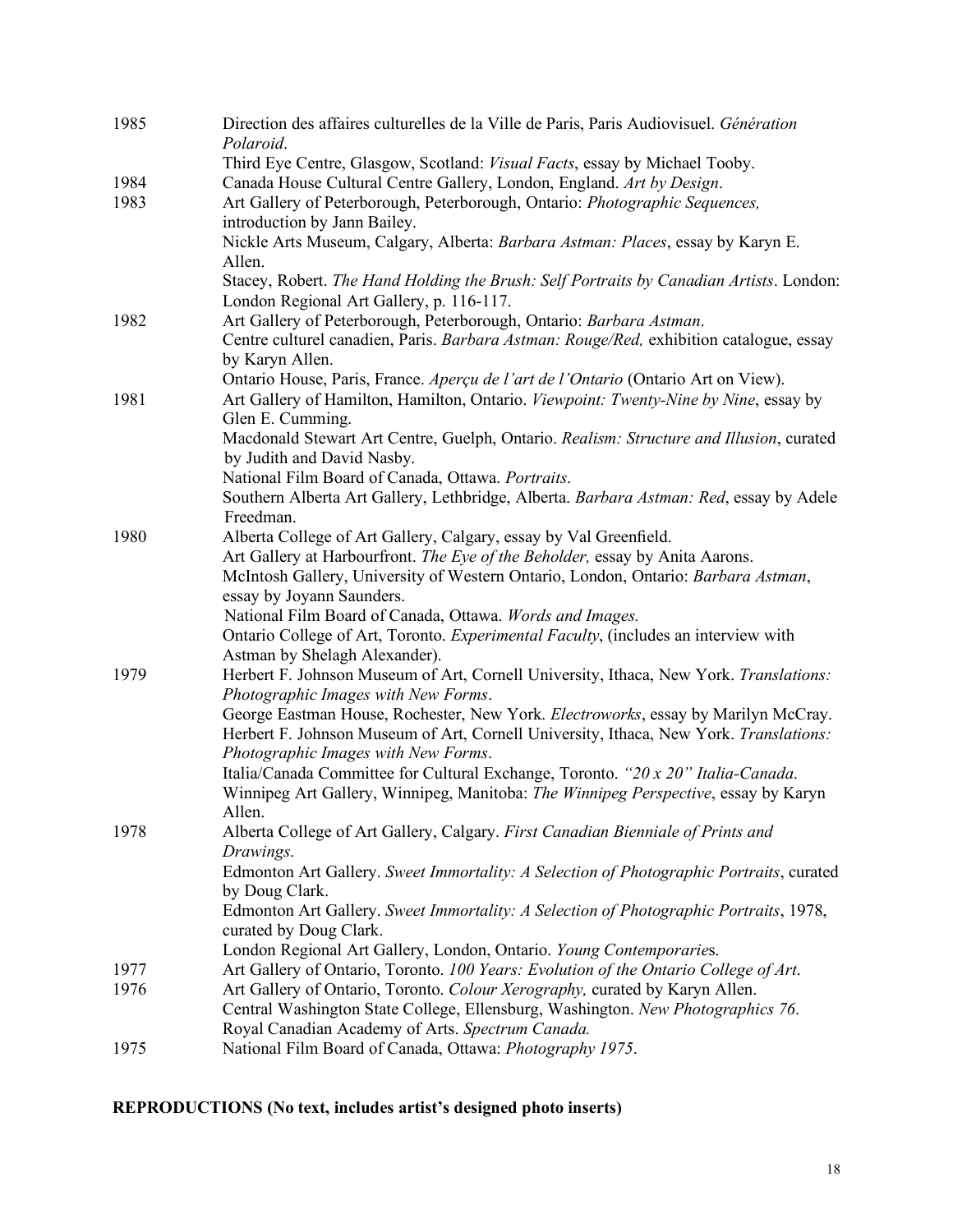1985 Direction des affaires culturelles de la Ville de Paris, Paris Audiovisuel. *Génération Polaroid*.

Third Eye Centre, Glasgow, Scotland: *Visual Facts*, essay by Michael Tooby.

1984 Canada House Cultural Centre Gallery, London, England. *Art by Design*.

1983 Art Gallery of Peterborough, Peterborough, Ontario: *Photographic Sequences,* introduction by Jann Bailey.

Nickle Arts Museum, Calgary, Alberta: *Barbara Astman: Places*, essay by Karyn E. Allen.

Stacey, Robert. *The Hand Holding the Brush: Self Portraits by Canadian Artists*. London: London Regional Art Gallery, p. 116-117.

1982 Art Gallery of Peterborough, Peterborough, Ontario: *Barbara Astman*.

Centre culturel canadien, Paris. *Barbara Astman: Rouge/Red,* exhibition catalogue, essay by Karyn Allen.

Ontario House, Paris, France. *Aperçu de l'art de l'Ontario* (Ontario Art on View).

1981 Art Gallery of Hamilton, Hamilton, Ontario. *Viewpoint: Twenty-Nine by Nine*, essay by Glen E. Cumming.

Macdonald Stewart Art Centre, Guelph, Ontario. *Realism: Structure and Illusion*, curated by Judith and David Nasby.

National Film Board of Canada, Ottawa. *Portraits*.

Southern Alberta Art Gallery, Lethbridge, Alberta. *Barbara Astman: Red*, essay by Adele Freedman.

1980 Alberta College of Art Gallery, Calgary, essay by Val Greenfield.

Art Gallery at Harbourfront. *The Eye of the Beholder,* essay by Anita Aarons.

McIntosh Gallery, University of Western Ontario, London, Ontario: *Barbara Astman*, essay by Joyann Saunders.

National Film Board of Canada, Ottawa. *Words and Images.*

Ontario College of Art, Toronto. *Experimental Faculty*, (includes an interview with Astman by Shelagh Alexander).

1979 Herbert F. Johnson Museum of Art, Cornell University, Ithaca, New York. *Translations: Photographic Images with New Forms*.

George Eastman House, Rochester, New York. *Electroworks*, essay by Marilyn McCray.

Herbert F. Johnson Museum of Art, Cornell University, Ithaca, New York. *Translations: Photographic Images with New Forms*.

Italia/Canada Committee for Cultural Exchange, Toronto. *"20 x 20" Italia-Canada*.

Winnipeg Art Gallery, Winnipeg, Manitoba: *The Winnipeg Perspective*, essay by Karyn Allen.

1978 Alberta College of Art Gallery, Calgary. *First Canadian Bienniale of Prints and Drawings*.

Edmonton Art Gallery. *Sweet Immortality: A Selection of Photographic Portraits*, curated by Doug Clark.

Edmonton Art Gallery. *Sweet Immortality: A Selection of Photographic Portraits*, 1978, curated by Doug Clark.

London Regional Art Gallery, London, Ontario. *Young Contemporaries*.

1977 Art Gallery of Ontario, Toronto. *100 Years: Evolution of the Ontario College of Art*.

1976 Art Gallery of Ontario, Toronto. *Colour Xerography,* curated by Karyn Allen.

Central Washington State College, Ellensburg, Washington. *New Photographics 76*.

Royal Canadian Academy of Arts. *Spectrum Canada.*

1975 National Film Board of Canada, Ottawa: *Photography 1975*.

**REPRODUCTIONS (No text, includes artist's designed photo inserts)**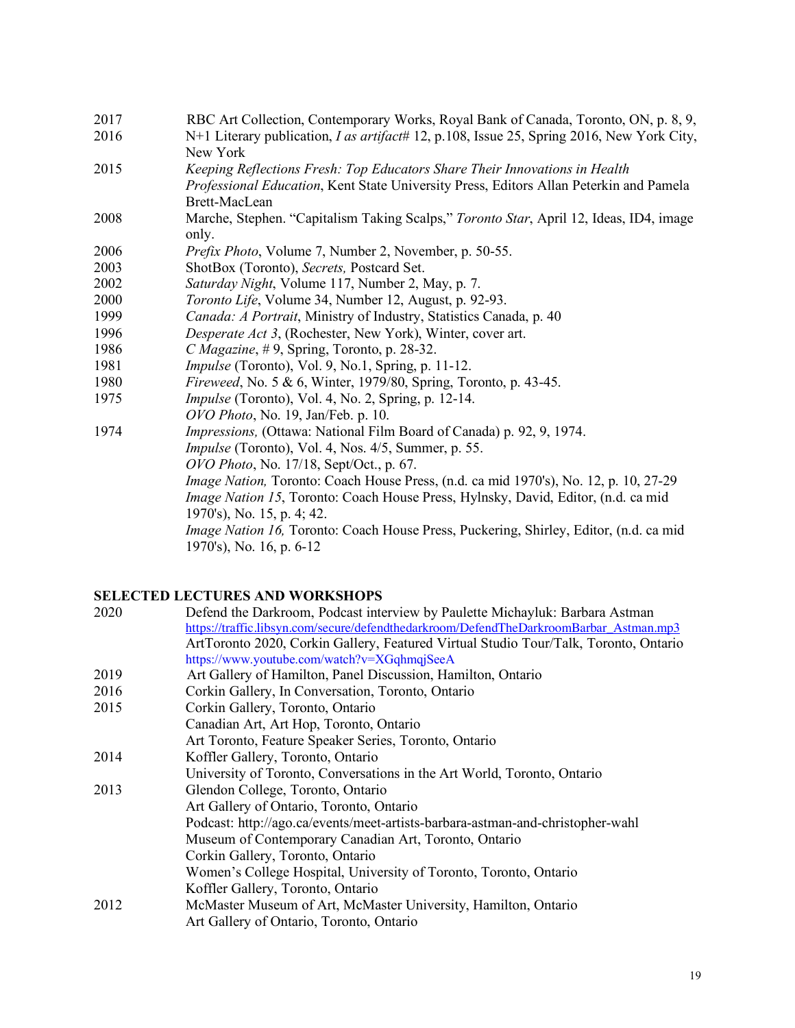2017 RBC Art Collection, Contemporary Works, Royal Bank of Canada, Toronto, ON, p. 8, 9,

2016 N+1 Literary publication, *I as artifact*# 12, p.108, Issue 25, Spring 2016, New York City, New York

2015 *Keeping Reflections Fresh: Top Educators Share Their Innovations in Health Professional Education*, Kent State University Press, Editors Allan Peterkin and Pamela Brett-MacLean

2008 Marche, Stephen. "Capitalism Taking Scalps," *Toronto Star*, April 12, Ideas, ID4, image only.

2006 *Prefix Photo*, Volume 7, Number 2, November, p. 50-55.

2003 ShotBox (Toronto), *Secrets,* Postcard Set.

2002 *Saturday Night*, Volume 117, Number 2, May, p. 7.

2000 *Toronto Life*, Volume 34, Number 12, August, p. 92-93.

1999 *Canada: A Portrait*, Ministry of Industry, Statistics Canada, p. 40

1996 *Desperate Act 3*, (Rochester, New York), Winter, cover art.

1986 *C Magazine*, # 9, Spring, Toronto, p. 28-32.

1981 *Impulse* (Toronto), Vol. 9, No.1, Spring, p. 11-12.

1980 *Fireweed*, No. 5 & 6, Winter, 1979/80, Spring, Toronto, p. 43-45.

1975 *Impulse* (Toronto), Vol. 4, No. 2, Spring, p. 12-14.
*OVO Photo*, No. 19, Jan/Feb. p. 10.

1974 *Impressions,* (Ottawa: National Film Board of Canada) p. 92, 9, 1974.
*Impulse* (Toronto), Vol. 4, Nos. 4/5, Summer, p. 55.
*OVO Photo*, No. 17/18, Sept/Oct., p. 67.
*Image Nation,* Toronto: Coach House Press, (n.d. ca mid 1970's), No. 12, p. 10, 27-29
*Image Nation 15*, Toronto: Coach House Press, Hylnsky, David, Editor, (n.d. ca mid 1970's), No. 15, p. 4; 42.
*Image Nation 16,* Toronto: Coach House Press, Puckering, Shirley, Editor, (n.d. ca mid 1970's), No. 16, p. 6-12

## SELECTED LECTURES AND WORKSHOPS

2020 Defend the Darkroom, Podcast interview by Paulette Michayluk: Barbara Astman
https://traffic.libsyn.com/secure/defendthedarkroom/DefendTheDarkroomBarbar_Astman.mp3
ArtToronto 2020, Corkin Gallery, Featured Virtual Studio Tour/Talk, Toronto, Ontario
https://www.youtube.com/watch?v=XGqhmqjSeeA

2019 Art Gallery of Hamilton, Panel Discussion, Hamilton, Ontario

2016 Corkin Gallery, In Conversation, Toronto, Ontario

2015 Corkin Gallery, Toronto, Ontario
Canadian Art, Art Hop, Toronto, Ontario
Art Toronto, Feature Speaker Series, Toronto, Ontario

2014 Koffler Gallery, Toronto, Ontario
University of Toronto, Conversations in the Art World, Toronto, Ontario

2013 Glendon College, Toronto, Ontario
Art Gallery of Ontario, Toronto, Ontario
Podcast: http://ago.ca/events/meet-artists-barbara-astman-and-christopher-wahl
Museum of Contemporary Canadian Art, Toronto, Ontario
Corkin Gallery, Toronto, Ontario
Women's College Hospital, University of Toronto, Toronto, Ontario
Koffler Gallery, Toronto, Ontario

2012 McMaster Museum of Art, McMaster University, Hamilton, Ontario
Art Gallery of Ontario, Toronto, Ontario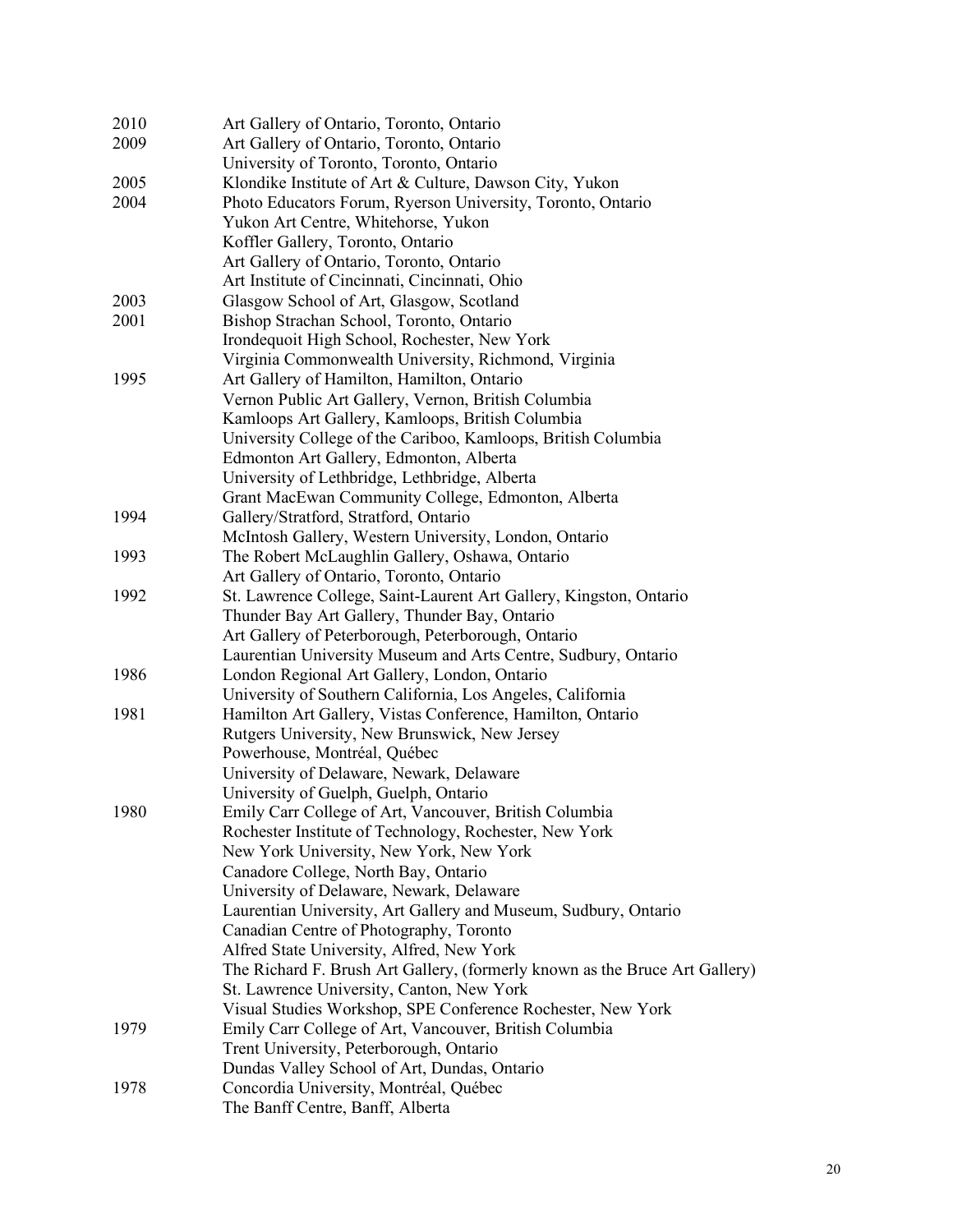2010 Art Gallery of Ontario, Toronto, Ontario
2009 Art Gallery of Ontario, Toronto, Ontario
University of Toronto, Toronto, Ontario
2005 Klondike Institute of Art & Culture, Dawson City, Yukon
2004 Photo Educators Forum, Ryerson University, Toronto, Ontario
Yukon Art Centre, Whitehorse, Yukon
Koffler Gallery, Toronto, Ontario
Art Gallery of Ontario, Toronto, Ontario
Art Institute of Cincinnati, Cincinnati, Ohio
2003 Glasgow School of Art, Glasgow, Scotland
2001 Bishop Strachan School, Toronto, Ontario
Irondequoit High School, Rochester, New York
Virginia Commonwealth University, Richmond, Virginia
1995 Art Gallery of Hamilton, Hamilton, Ontario
Vernon Public Art Gallery, Vernon, British Columbia
Kamloops Art Gallery, Kamloops, British Columbia
University College of the Cariboo, Kamloops, British Columbia
Edmonton Art Gallery, Edmonton, Alberta
University of Lethbridge, Lethbridge, Alberta
Grant MacEwan Community College, Edmonton, Alberta
1994 Gallery/Stratford, Stratford, Ontario
McIntosh Gallery, Western University, London, Ontario
1993 The Robert McLaughlin Gallery, Oshawa, Ontario
Art Gallery of Ontario, Toronto, Ontario
1992 St. Lawrence College, Saint-Laurent Art Gallery, Kingston, Ontario
Thunder Bay Art Gallery, Thunder Bay, Ontario
Art Gallery of Peterborough, Peterborough, Ontario
Laurentian University Museum and Arts Centre, Sudbury, Ontario
1986 London Regional Art Gallery, London, Ontario
University of Southern California, Los Angeles, California
1981 Hamilton Art Gallery, Vistas Conference, Hamilton, Ontario
Rutgers University, New Brunswick, New Jersey
Powerhouse, Montréal, Québec
University of Delaware, Newark, Delaware
University of Guelph, Guelph, Ontario
1980 Emily Carr College of Art, Vancouver, British Columbia
Rochester Institute of Technology, Rochester, New York
New York University, New York, New York
Canadore College, North Bay, Ontario
University of Delaware, Newark, Delaware
Laurentian University, Art Gallery and Museum, Sudbury, Ontario
Canadian Centre of Photography, Toronto
Alfred State University, Alfred, New York
The Richard F. Brush Art Gallery, (formerly known as the Bruce Art Gallery)
St. Lawrence University, Canton, New York
Visual Studies Workshop, SPE Conference Rochester, New York
1979 Emily Carr College of Art, Vancouver, British Columbia
Trent University, Peterborough, Ontario
Dundas Valley School of Art, Dundas, Ontario
1978 Concordia University, Montréal, Québec
The Banff Centre, Banff, Alberta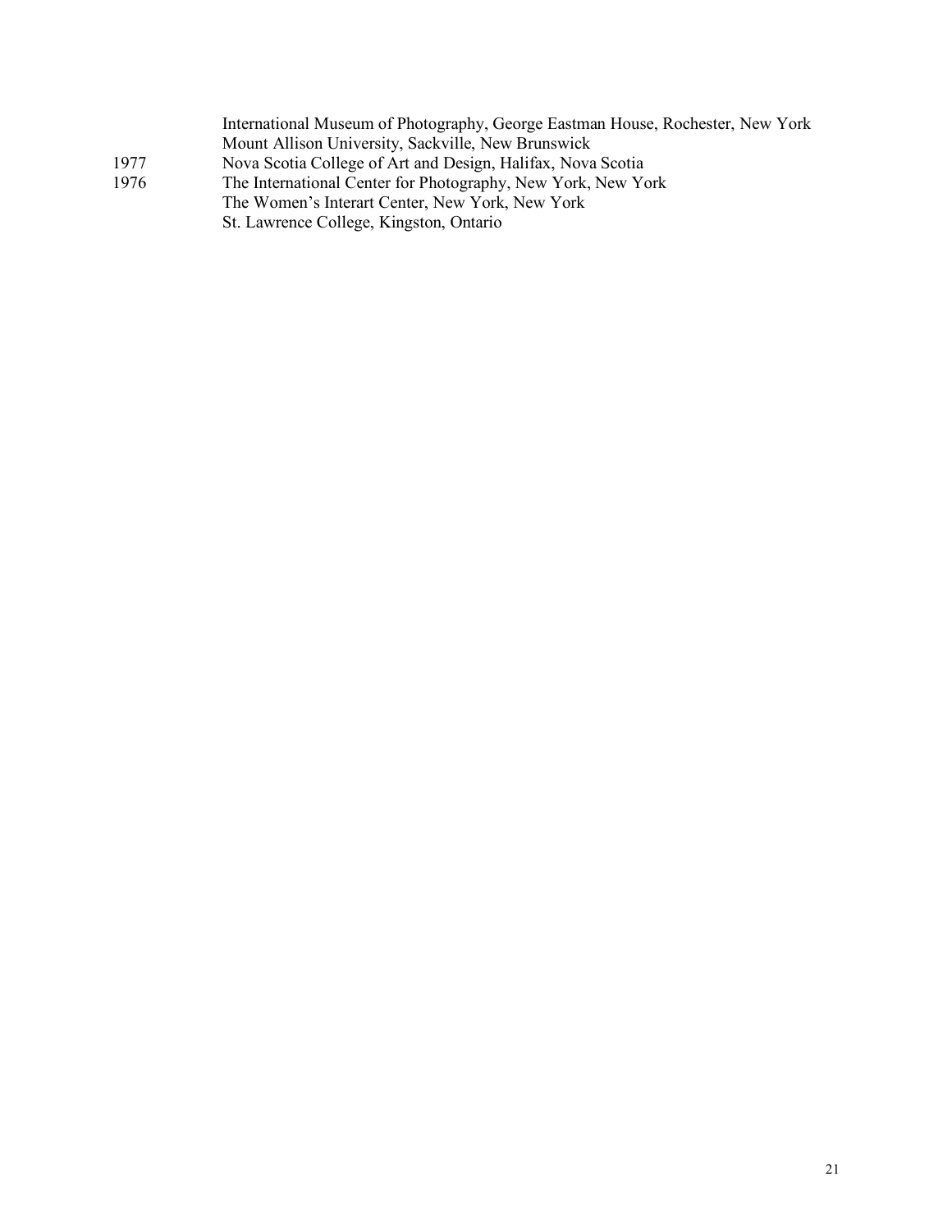| | |
|---|---|
| | International Museum of Photography, George Eastman House, Rochester, New York |
| | Mount Allison University, Sackville, New Brunswick |
| 1977 | Nova Scotia College of Art and Design, Halifax, Nova Scotia |
| 1976 | The International Center for Photography, New York, New York |
| | The Women's Interart Center, New York, New York |
| | St. Lawrence College, Kingston, Ontario |